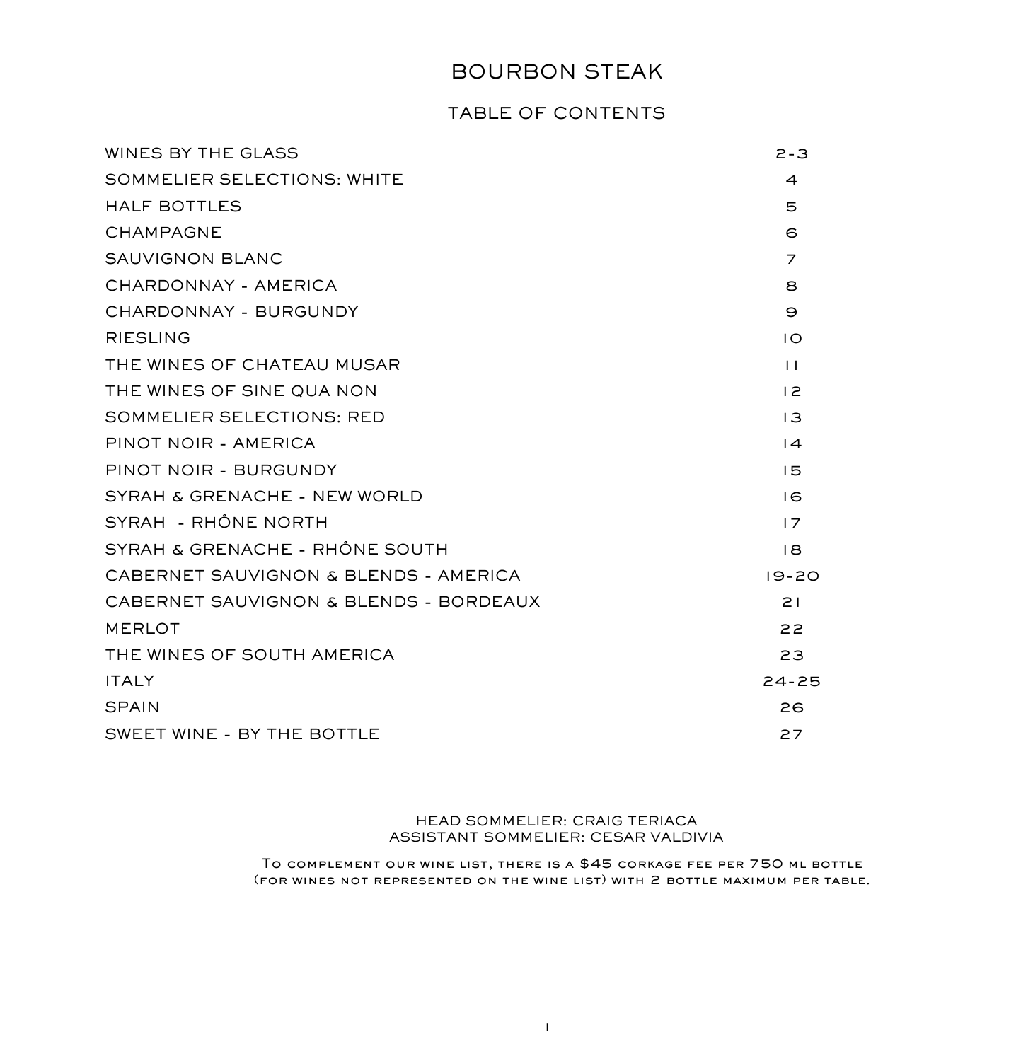# BOURBON STEAK

## TABLE OF CONTENTS

| | |
|---|---|
| WINES BY THE GLASS | 2-3 |
| SOMMELIER SELECTIONS: WHITE | 4 |
| HALF BOTTLES | 5 |
| CHAMPAGNE | 6 |
| SAUVIGNON BLANC | 7 |
| CHARDONNAY - AMERICA | 8 |
| CHARDONNAY - BURGUNDY | 9 |
| RIESLING | 10 |
| THE WINES OF CHATEAU MUSAR | 11 |
| THE WINES OF SINE QUA NON | 12 |
| SOMMELIER SELECTIONS: RED | 13 |
| PINOT NOIR - AMERICA | 14 |
| PINOT NOIR - BURGUNDY | 15 |
| SYRAH & GRENACHE - NEW WORLD | 16 |
| SYRAH - RHÔNE NORTH | 17 |
| SYRAH & GRENACHE - RHÔNE SOUTH | 18 |
| CABERNET SAUVIGNON & BLENDS - AMERICA | 19-20 |
| CABERNET SAUVIGNON & BLENDS - BORDEAUX | 21 |
| MERLOT | 22 |
| THE WINES OF SOUTH AMERICA | 23 |
| ITALY | 24-25 |
| SPAIN | 26 |
| SWEET WINE - BY THE BOTTLE | 27 |

HEAD SOMMELIER: CRAIG TERIACA
ASSISTANT SOMMELIER: CESAR VALDIVIA

To complement our wine list, there is a $45 corkage fee per 750 ml bottle (for wines not represented on the wine list) with 2 bottle maximum per table.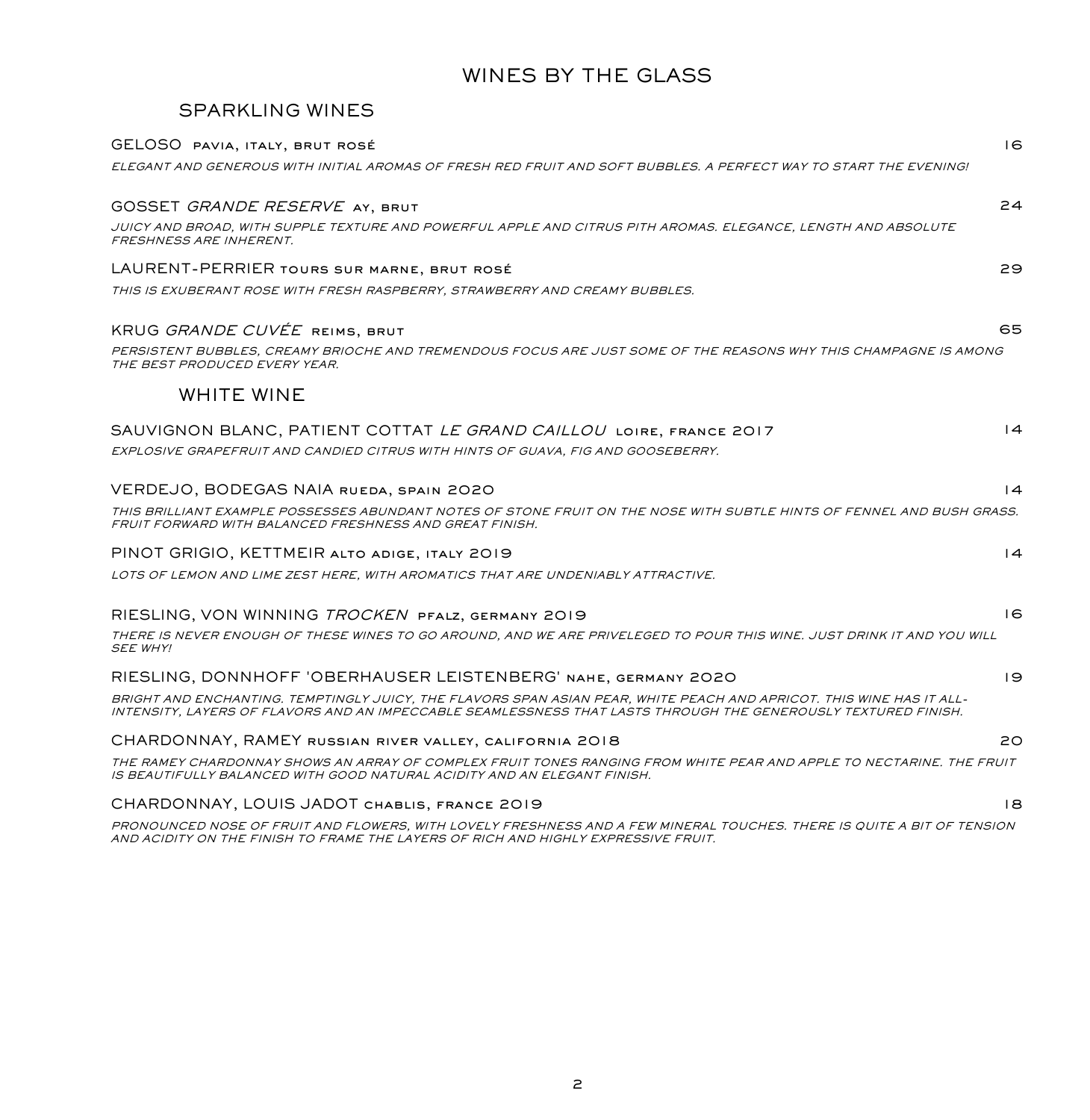# WINES BY THE GLASS

## SPARKLING WINES

GELOSO PAVIA, ITALY, BRUT ROSÉ — 16

*ELEGANT AND GENEROUS WITH INITIAL AROMAS OF FRESH RED FRUIT AND SOFT BUBBLES. A PERFECT WAY TO START THE EVENING!*

GOSSET *GRANDE RESERVE* AY, BRUT — 24

*JUICY AND BROAD, WITH SUPPLE TEXTURE AND POWERFUL APPLE AND CITRUS PITH AROMAS. ELEGANCE, LENGTH AND ABSOLUTE FRESHNESS ARE INHERENT.*

LAURENT-PERRIER TOURS SUR MARNE, BRUT ROSÉ — 29

*THIS IS EXUBERANT ROSE WITH FRESH RASPBERRY, STRAWBERRY AND CREAMY BUBBLES.*

KRUG *GRANDE CUVÉE* REIMS, BRUT — 65

*PERSISTENT BUBBLES, CREAMY BRIOCHE AND TREMENDOUS FOCUS ARE JUST SOME OF THE REASONS WHY THIS CHAMPAGNE IS AMONG THE BEST PRODUCED EVERY YEAR.*

## WHITE WINE

SAUVIGNON BLANC, PATIENT COTTAT *LE GRAND CAILLOU* LOIRE, FRANCE 2017 — 14

*EXPLOSIVE GRAPEFRUIT AND CANDIED CITRUS WITH HINTS OF GUAVA, FIG AND GOOSEBERRY.*

VERDEJO, BODEGAS NAIA RUEDA, SPAIN 2020 — 14

*THIS BRILLIANT EXAMPLE POSSESSES ABUNDANT NOTES OF STONE FRUIT ON THE NOSE WITH SUBTLE HINTS OF FENNEL AND BUSH GRASS. FRUIT FORWARD WITH BALANCED FRESHNESS AND GREAT FINISH.*

PINOT GRIGIO, KETTMEIR ALTO ADIGE, ITALY 2019 — 14

*LOTS OF LEMON AND LIME ZEST HERE, WITH AROMATICS THAT ARE UNDENIABLY ATTRACTIVE.*

RIESLING, VON WINNING *TROCKEN* PFALZ, GERMANY 2019 — 16

*THERE IS NEVER ENOUGH OF THESE WINES TO GO AROUND, AND WE ARE PRIVELEGED TO POUR THIS WINE. JUST DRINK IT AND YOU WILL SEE WHY!*

RIESLING, DONNHOFF 'OBERHAUSER LEISTENBERG' NAHE, GERMANY 2020 — 19

*BRIGHT AND ENCHANTING. TEMPTINGLY JUICY, THE FLAVORS SPAN ASIAN PEAR, WHITE PEACH AND APRICOT. THIS WINE HAS IT ALL- INTENSITY, LAYERS OF FLAVORS AND AN IMPECCABLE SEAMLESSNESS THAT LASTS THROUGH THE GENEROUSLY TEXTURED FINISH.*

CHARDONNAY, RAMEY RUSSIAN RIVER VALLEY, CALIFORNIA 2018 — 20

*THE RAMEY CHARDONNAY SHOWS AN ARRAY OF COMPLEX FRUIT TONES RANGING FROM WHITE PEAR AND APPLE TO NECTARINE. THE FRUIT IS BEAUTIFULLY BALANCED WITH GOOD NATURAL ACIDITY AND AN ELEGANT FINISH.*

CHARDONNAY, LOUIS JADOT CHABLIS, FRANCE 2019 — 18

*PRONOUNCED NOSE OF FRUIT AND FLOWERS, WITH LOVELY FRESHNESS AND A FEW MINERAL TOUCHES. THERE IS QUITE A BIT OF TENSION AND ACIDITY ON THE FINISH TO FRAME THE LAYERS OF RICH AND HIGHLY EXPRESSIVE FRUIT.*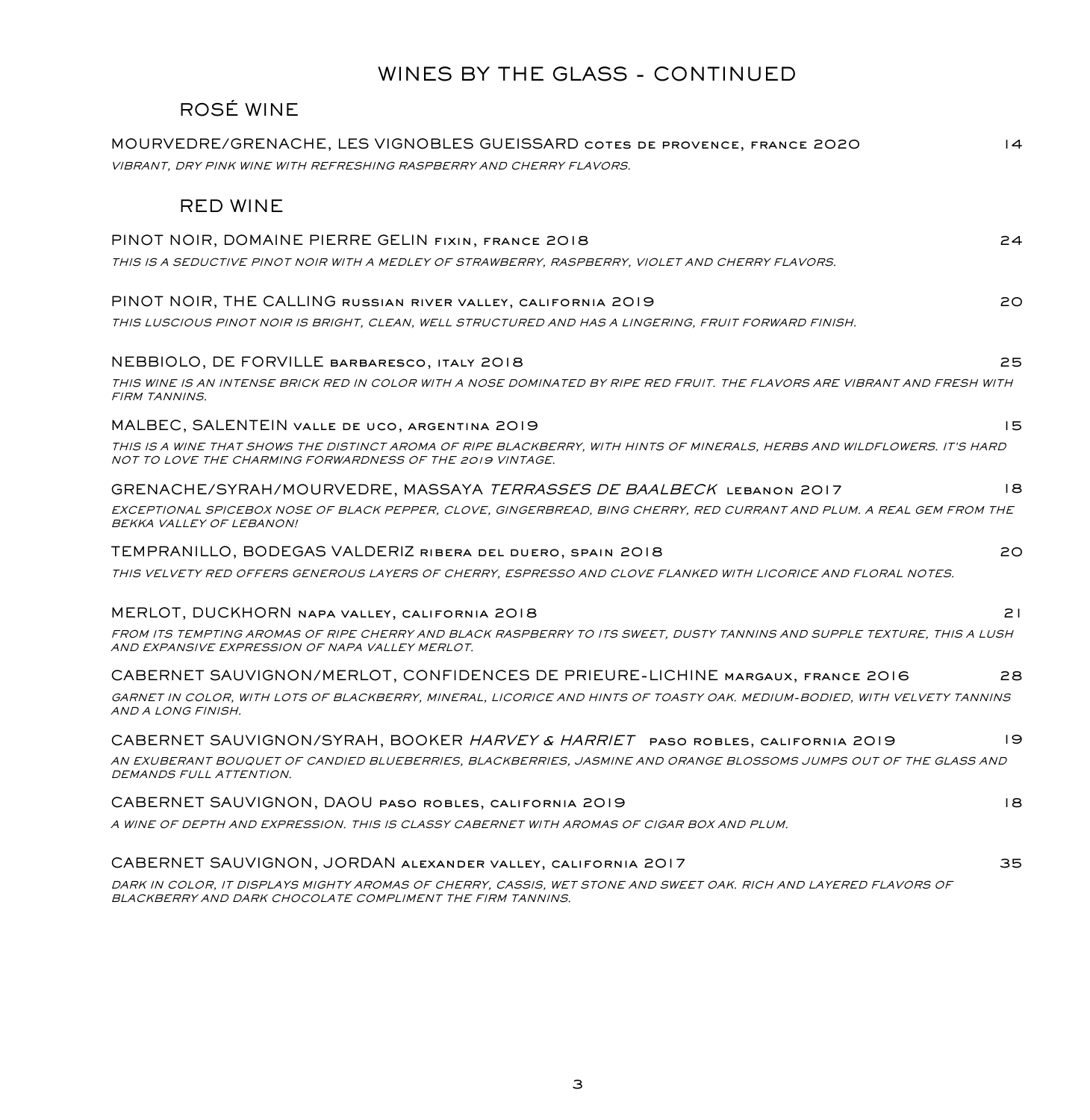# WINES BY THE GLASS - CONTINUED

## ROSÉ WINE

MOURVEDRE/GRENACHE, LES VIGNOBLES GUEISSARD COTES DE PROVENCE, FRANCE 2020 — 14

*VIBRANT, DRY PINK WINE WITH REFRESHING RASPBERRY AND CHERRY FLAVORS.*

## RED WINE

PINOT NOIR, DOMAINE PIERRE GELIN FIXIN, FRANCE 2018 — 24

*THIS IS A SEDUCTIVE PINOT NOIR WITH A MEDLEY OF STRAWBERRY, RASPBERRY, VIOLET AND CHERRY FLAVORS.*

PINOT NOIR, THE CALLING RUSSIAN RIVER VALLEY, CALIFORNIA 2019 — 20

*THIS LUSCIOUS PINOT NOIR IS BRIGHT, CLEAN, WELL STRUCTURED AND HAS A LINGERING, FRUIT FORWARD FINISH.*

NEBBIOLO, DE FORVILLE BARBARESCO, ITALY 2018 — 25

*THIS WINE IS AN INTENSE BRICK RED IN COLOR WITH A NOSE DOMINATED BY RIPE RED FRUIT. THE FLAVORS ARE VIBRANT AND FRESH WITH FIRM TANNINS.*

MALBEC, SALENTEIN VALLE DE UCO, ARGENTINA 2019 — 15

*THIS IS A WINE THAT SHOWS THE DISTINCT AROMA OF RIPE BLACKBERRY, WITH HINTS OF MINERALS, HERBS AND WILDFLOWERS. IT'S HARD NOT TO LOVE THE CHARMING FORWARDNESS OF THE 2019 VINTAGE.*

GRENACHE/SYRAH/MOURVEDRE, MASSAYA *TERRASSES DE BAALBECK* LEBANON 2017 — 18

*EXCEPTIONAL SPICEBOX NOSE OF BLACK PEPPER, CLOVE, GINGERBREAD, BING CHERRY, RED CURRANT AND PLUM. A REAL GEM FROM THE BEKKA VALLEY OF LEBANON!*

TEMPRANILLO, BODEGAS VALDERIZ RIBERA DEL DUERO, SPAIN 2018 — 20

*THIS VELVETY RED OFFERS GENEROUS LAYERS OF CHERRY, ESPRESSO AND CLOVE FLANKED WITH LICORICE AND FLORAL NOTES.*

MERLOT, DUCKHORN NAPA VALLEY, CALIFORNIA 2018 — 21

*FROM ITS TEMPTING AROMAS OF RIPE CHERRY AND BLACK RASPBERRY TO ITS SWEET, DUSTY TANNINS AND SUPPLE TEXTURE, THIS A LUSH AND EXPANSIVE EXPRESSION OF NAPA VALLEY MERLOT.*

CABERNET SAUVIGNON/MERLOT, CONFIDENCES DE PRIEURE-LICHINE MARGAUX, FRANCE 2016 — 28

*GARNET IN COLOR, WITH LOTS OF BLACKBERRY, MINERAL, LICORICE AND HINTS OF TOASTY OAK. MEDIUM-BODIED, WITH VELVETY TANNINS AND A LONG FINISH.*

CABERNET SAUVIGNON/SYRAH, BOOKER *HARVEY & HARRIET* PASO ROBLES, CALIFORNIA 2019 — 19

*AN EXUBERANT BOUQUET OF CANDIED BLUEBERRIES, BLACKBERRIES, JASMINE AND ORANGE BLOSSOMS JUMPS OUT OF THE GLASS AND DEMANDS FULL ATTENTION.*

CABERNET SAUVIGNON, DAOU PASO ROBLES, CALIFORNIA 2019 — 18

*A WINE OF DEPTH AND EXPRESSION. THIS IS CLASSY CABERNET WITH AROMAS OF CIGAR BOX AND PLUM.*

CABERNET SAUVIGNON, JORDAN ALEXANDER VALLEY, CALIFORNIA 2017 — 35

*DARK IN COLOR, IT DISPLAYS MIGHTY AROMAS OF CHERRY, CASSIS, WET STONE AND SWEET OAK. RICH AND LAYERED FLAVORS OF BLACKBERRY AND DARK CHOCOLATE COMPLIMENT THE FIRM TANNINS.*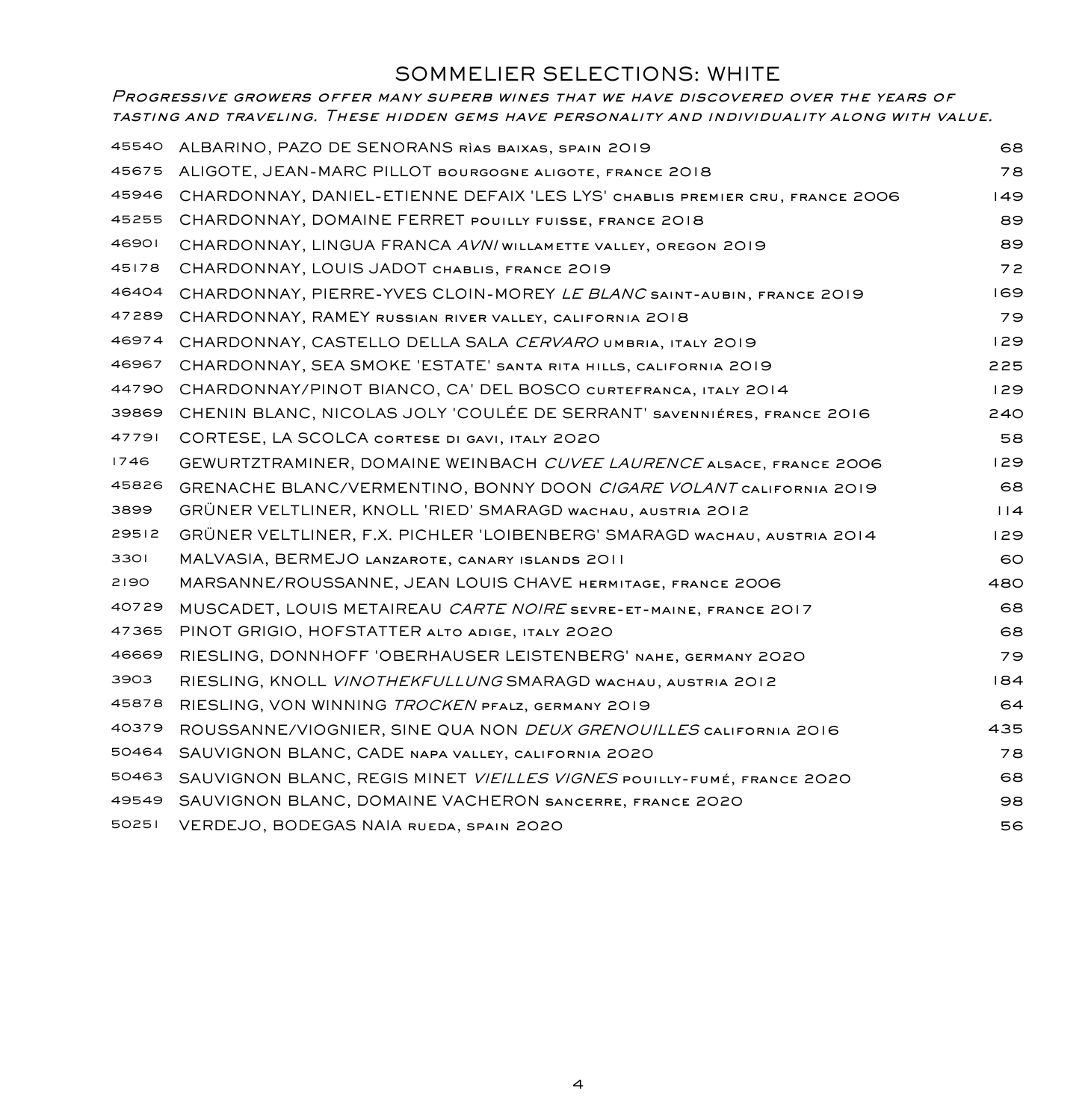# SOMMELIER SELECTIONS: WHITE

*Progressive growers offer many superb wines that we have discovered over the years of tasting and traveling. These hidden gems have personality and individuality along with value.*

| | | |
|---|---|---|
| 45540 | ALBARINO, PAZO DE SENORANS rìas baixas, spain 2019 | 68 |
| 45675 | ALIGOTE, JEAN-MARC PILLOT bourgogne aligote, france 2018 | 78 |
| 45946 | CHARDONNAY, DANIEL-ETIENNE DEFAIX 'LES LYS' chablis premier cru, france 2006 | 149 |
| 45255 | CHARDONNAY, DOMAINE FERRET pouilly fuisse, france 2018 | 89 |
| 46901 | CHARDONNAY, LINGUA FRANCA *AVNI* willamette valley, oregon 2019 | 89 |
| 45178 | CHARDONNAY, LOUIS JADOT chablis, france 2019 | 72 |
| 46404 | CHARDONNAY, PIERRE-YVES CLOIN-MOREY *LE BLANC* saint-aubin, france 2019 | 169 |
| 47289 | CHARDONNAY, RAMEY russian river valley, california 2018 | 79 |
| 46974 | CHARDONNAY, CASTELLO DELLA SALA *CERVARO* umbria, italy 2019 | 129 |
| 46967 | CHARDONNAY, SEA SMOKE 'ESTATE' santa rita hills, california 2019 | 225 |
| 44790 | CHARDONNAY/PINOT BIANCO, CA' DEL BOSCO curtefranca, italy 2014 | 129 |
| 39869 | CHENIN BLANC, NICOLAS JOLY 'COULÉE DE SERRANT' savenniéres, france 2016 | 240 |
| 47791 | CORTESE, LA SCOLCA cortese di gavi, italy 2020 | 58 |
| 1746 | GEWURTZTRAMINER, DOMAINE WEINBACH *CUVEE LAURENCE* alsace, france 2006 | 129 |
| 45826 | GRENACHE BLANC/VERMENTINO, BONNY DOON *CIGARE VOLANT* california 2019 | 68 |
| 3899 | GRÜNER VELTLINER, KNOLL 'RIED' SMARAGD wachau, austria 2012 | 114 |
| 29512 | GRÜNER VELTLINER, F.X. PICHLER 'LOIBENBERG' SMARAGD wachau, austria 2014 | 129 |
| 3301 | MALVASIA, BERMEJO lanzarote, canary islands 2011 | 60 |
| 2190 | MARSANNE/ROUSSANNE, JEAN LOUIS CHAVE hermitage, france 2006 | 480 |
| 40729 | MUSCADET, LOUIS METAIREAU *CARTE NOIRE* sevre-et-maine, france 2017 | 68 |
| 47365 | PINOT GRIGIO, HOFSTATTER alto adige, italy 2020 | 68 |
| 46669 | RIESLING, DONNHOFF 'OBERHAUSER LEISTENBERG' nahe, germany 2020 | 79 |
| 3903 | RIESLING, KNOLL *VINOTHEKFULLUNG* SMARAGD wachau, austria 2012 | 184 |
| 45878 | RIESLING, VON WINNING *TROCKEN* pfalz, germany 2019 | 64 |
| 40379 | ROUSSANNE/VIOGNIER, SINE QUA NON *DEUX GRENOUILLES* california 2016 | 435 |
| 50464 | SAUVIGNON BLANC, CADE napa valley, california 2020 | 78 |
| 50463 | SAUVIGNON BLANC, REGIS MINET *VIEILLES VIGNES* pouilly-fumé, france 2020 | 68 |
| 49549 | SAUVIGNON BLANC, DOMAINE VACHERON sancerre, france 2020 | 98 |
| 50251 | VERDEJO, BODEGAS NAIA rueda, spain 2020 | 56 |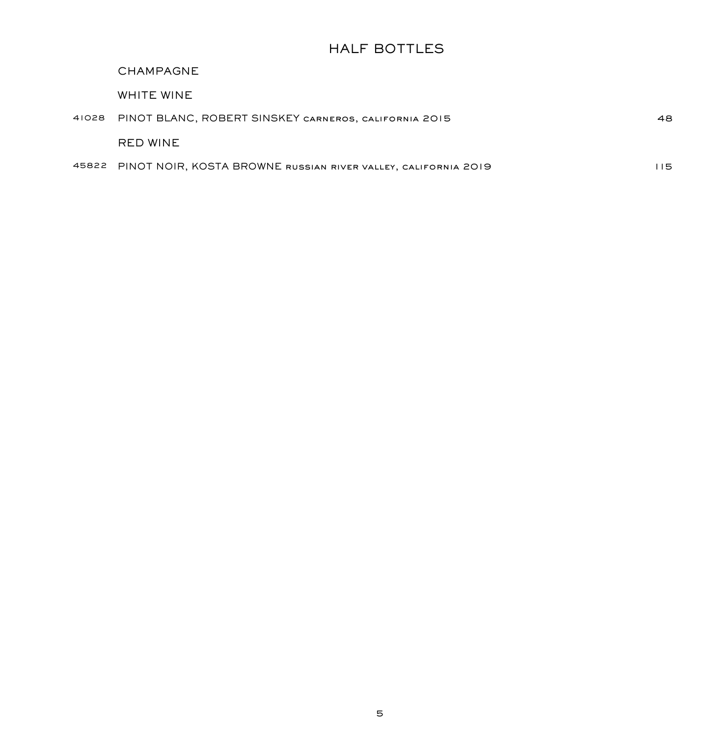# HALF BOTTLES

## CHAMPAGNE

## WHITE WINE

41028 PINOT BLANC, ROBERT SINSKEY carneros, california 2015 48

## RED WINE

45822 PINOT NOIR, KOSTA BROWNE russian river valley, california 2019 115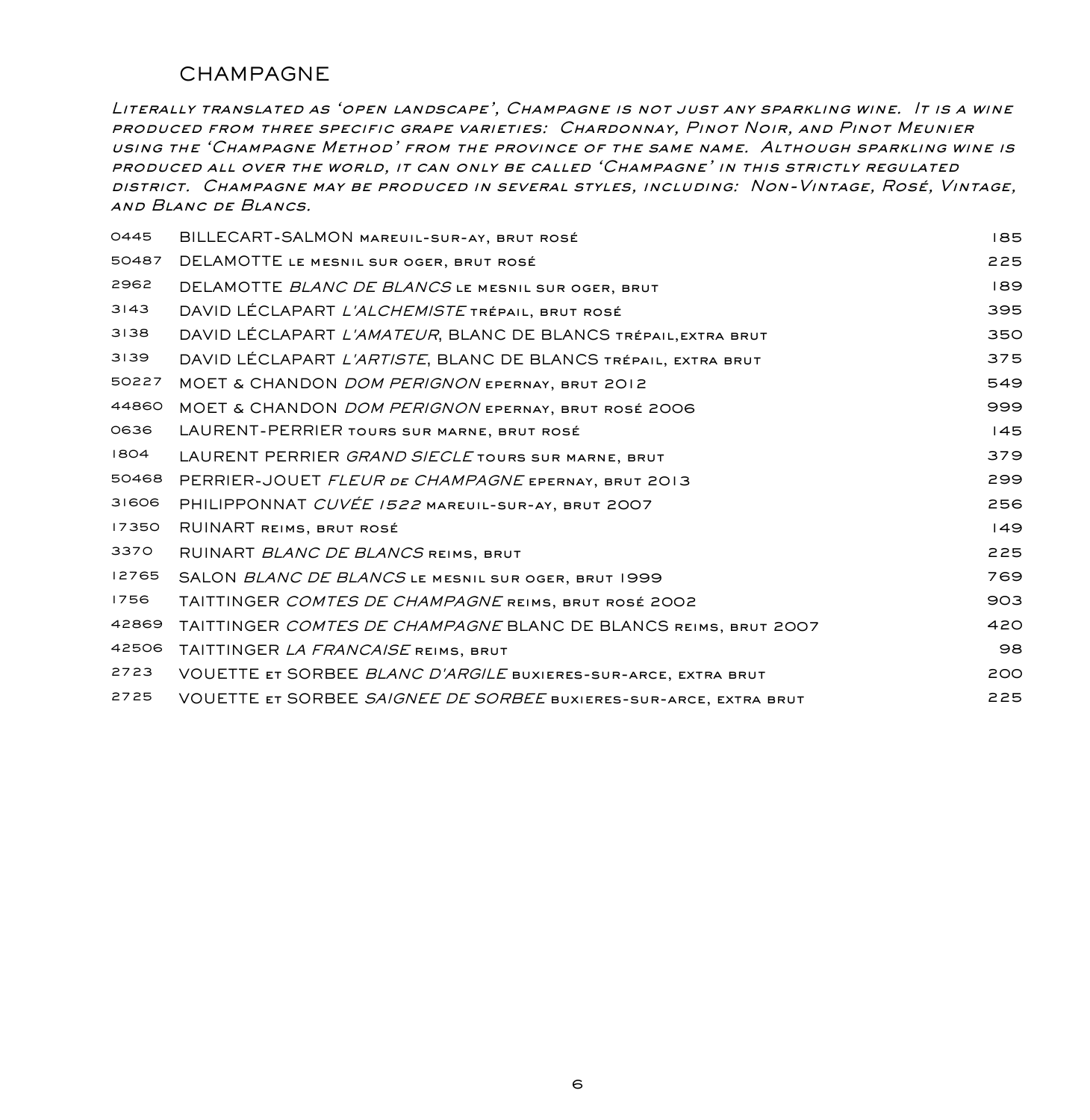## CHAMPAGNE

*Literally translated as 'open landscape', Champagne is not just any sparkling wine. It is a wine produced from three specific grape varieties: Chardonnay, Pinot Noir, and Pinot Meunier using the 'Champagne Method' from the province of the same name. Although sparkling wine is produced all over the world, it can only be called 'Champagne' in this strictly regulated district. Champagne may be produced in several styles, including: Non-Vintage, Rosé, Vintage, and Blanc de Blancs.*

| | | |
|---|---|---|
| 0445 | BILLECART-SALMON mareuil-sur-ay, brut rosé | 185 |
| 50487 | DELAMOTTE le mesnil sur oger, brut rosé | 225 |
| 2962 | DELAMOTTE *BLANC DE BLANCS* le mesnil sur oger, brut | 189 |
| 3143 | DAVID LÉCLAPART *L'ALCHEMISTE* trépail, brut rosé | 395 |
| 3138 | DAVID LÉCLAPART *L'AMATEUR*, BLANC DE BLANCS trépail,extra brut | 350 |
| 3139 | DAVID LÉCLAPART *L'ARTISTE*, BLANC DE BLANCS trépail, extra brut | 375 |
| 50227 | MOET & CHANDON *DOM PERIGNON* epernay, brut 2012 | 549 |
| 44860 | MOET & CHANDON *DOM PERIGNON* epernay, brut rosé 2006 | 999 |
| 0636 | LAURENT-PERRIER tours sur marne, brut rosé | 145 |
| 1804 | LAURENT PERRIER *GRAND SIECLE* tours sur marne, brut | 379 |
| 50468 | PERRIER-JOUET *FLEUR de CHAMPAGNE* epernay, brut 2013 | 299 |
| 31606 | PHILIPPONNAT *CUVÉE 1522* mareuil-sur-ay, brut 2007 | 256 |
| 17350 | RUINART reims, brut rosé | 149 |
| 3370 | RUINART *BLANC DE BLANCS* reims, brut | 225 |
| 12765 | SALON *BLANC DE BLANCS* le mesnil sur oger, brut 1999 | 769 |
| 1756 | TAITTINGER *COMTES DE CHAMPAGNE* reims, brut rosé 2002 | 903 |
| 42869 | TAITTINGER *COMTES DE CHAMPAGNE* BLANC DE BLANCS reims, brut 2007 | 420 |
| 42506 | TAITTINGER *LA FRANCAISE* reims, brut | 98 |
| 2723 | VOUETTE et SORBEE *BLANC D'ARGILE* buxieres-sur-arce, extra brut | 200 |
| 2725 | VOUETTE et SORBEE *SAIGNEE DE SORBEE* buxieres-sur-arce, extra brut | 225 |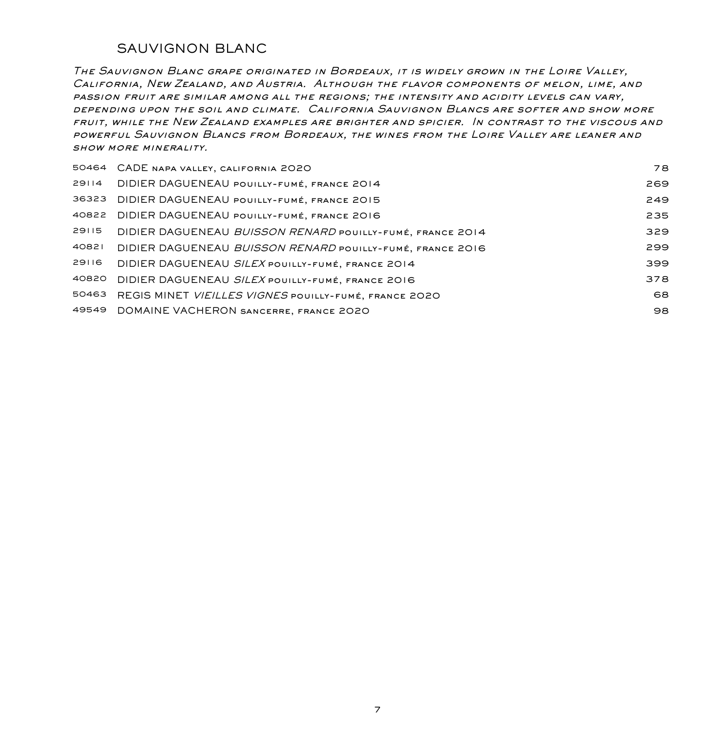## SAUVIGNON BLANC

*The Sauvignon Blanc grape originated in Bordeaux, it is widely grown in the Loire Valley, California, New Zealand, and Austria. Although the flavor components of melon, lime, and passion fruit are similar among all the regions; the intensity and acidity levels can vary, depending upon the soil and climate. California Sauvignon Blancs are softer and show more fruit, while the New Zealand examples are brighter and spicier. In contrast to the viscous and powerful Sauvignon Blancs from Bordeaux, the wines from the Loire Valley are leaner and show more minerality.*

| | | |
|---|---|---|
| 50464 | CADE napa valley, california 2020 | 78 |
| 29114 | DIDIER DAGUENEAU pouilly-fumé, france 2014 | 269 |
| 36323 | DIDIER DAGUENEAU pouilly-fumé, france 2015 | 249 |
| 40822 | DIDIER DAGUENEAU pouilly-fumé, france 2016 | 235 |
| 29115 | DIDIER DAGUENEAU *BUISSON RENARD* pouilly-fumé, france 2014 | 329 |
| 40821 | DIDIER DAGUENEAU *BUISSON RENARD* pouilly-fumé, france 2016 | 299 |
| 29116 | DIDIER DAGUENEAU *SILEX* pouilly-fumé, france 2014 | 399 |
| 40820 | DIDIER DAGUENEAU *SILEX* pouilly-fumé, france 2016 | 378 |
| 50463 | REGIS MINET *VIEILLES VIGNES* pouilly-fumé, france 2020 | 68 |
| 49549 | DOMAINE VACHERON sancerre, france 2020 | 98 |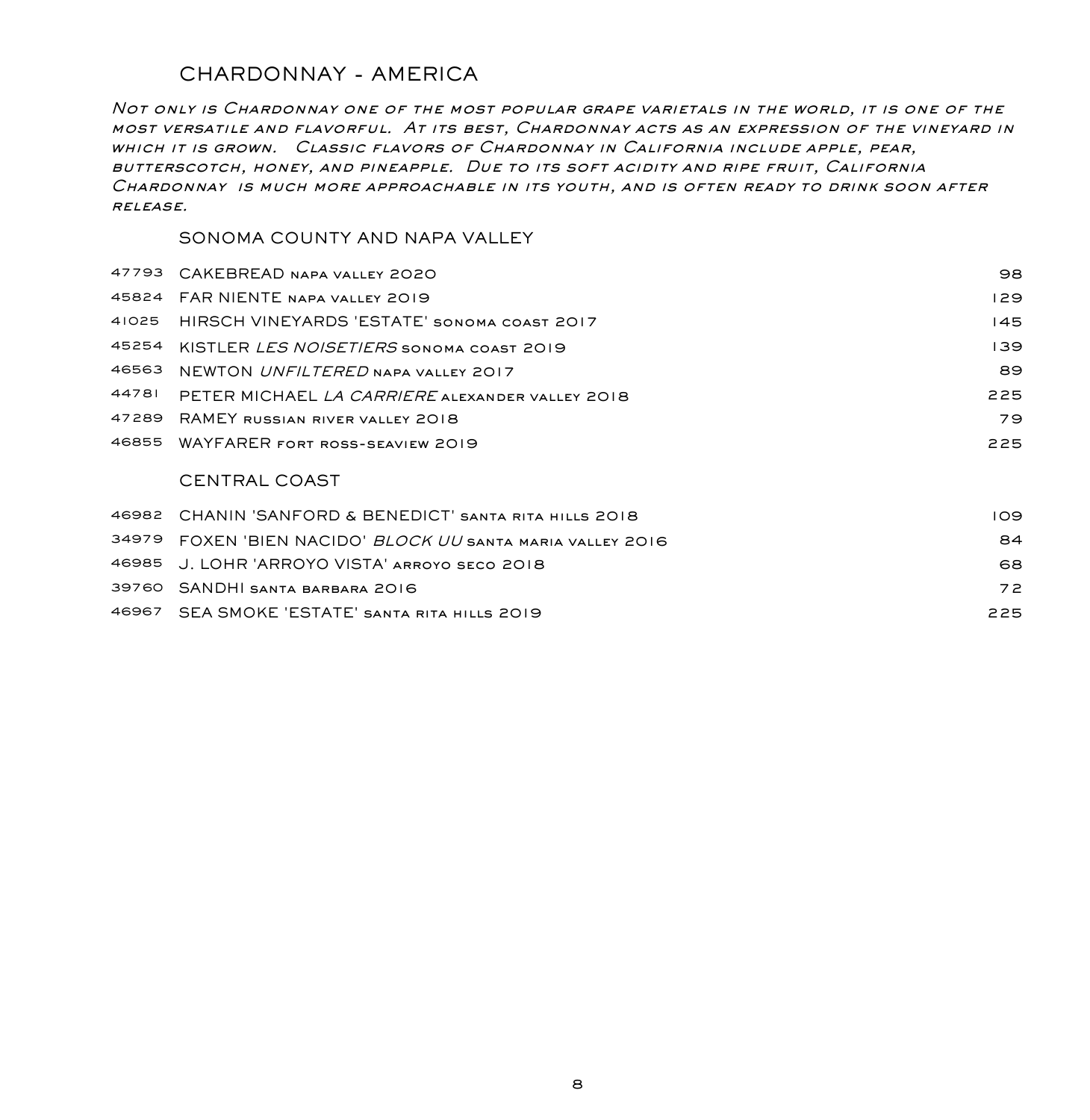# CHARDONNAY - AMERICA

*Not only is Chardonnay one of the most popular grape varietals in the world, it is one of the most versatile and flavorful. At its best, Chardonnay acts as an expression of the vineyard in which it is grown. Classic flavors of Chardonnay in California include apple, pear, butterscotch, honey, and pineapple. Due to its soft acidity and ripe fruit, California Chardonnay is much more approachable in its youth, and is often ready to drink soon after release.*

## SONOMA COUNTY AND NAPA VALLEY

| | | |
|---|---|---|
| 47793 | CAKEBREAD napa valley 2020 | 98 |
| 45824 | FAR NIENTE napa valley 2019 | 129 |
| 41025 | HIRSCH VINEYARDS 'ESTATE' sonoma coast 2017 | 145 |
| 45254 | KISTLER *LES NOISETIERS* sonoma coast 2019 | 139 |
| 46563 | NEWTON *UNFILTERED* napa valley 2017 | 89 |
| 44781 | PETER MICHAEL *LA CARRIERE* alexander valley 2018 | 225 |
| 47289 | RAMEY russian river valley 2018 | 79 |
| 46855 | WAYFARER fort ross-seaview 2019 | 225 |

## CENTRAL COAST

| | | |
|---|---|---|
| 46982 | CHANIN 'SANFORD & BENEDICT' santa rita hills 2018 | 109 |
| 34979 | FOXEN 'BIEN NACIDO' *BLOCK UU* santa maria valley 2016 | 84 |
| 46985 | J. LOHR 'ARROYO VISTA' arroyo seco 2018 | 68 |
| 39760 | SANDHI santa barbara 2016 | 72 |
| 46967 | SEA SMOKE 'ESTATE' santa rita hills 2019 | 225 |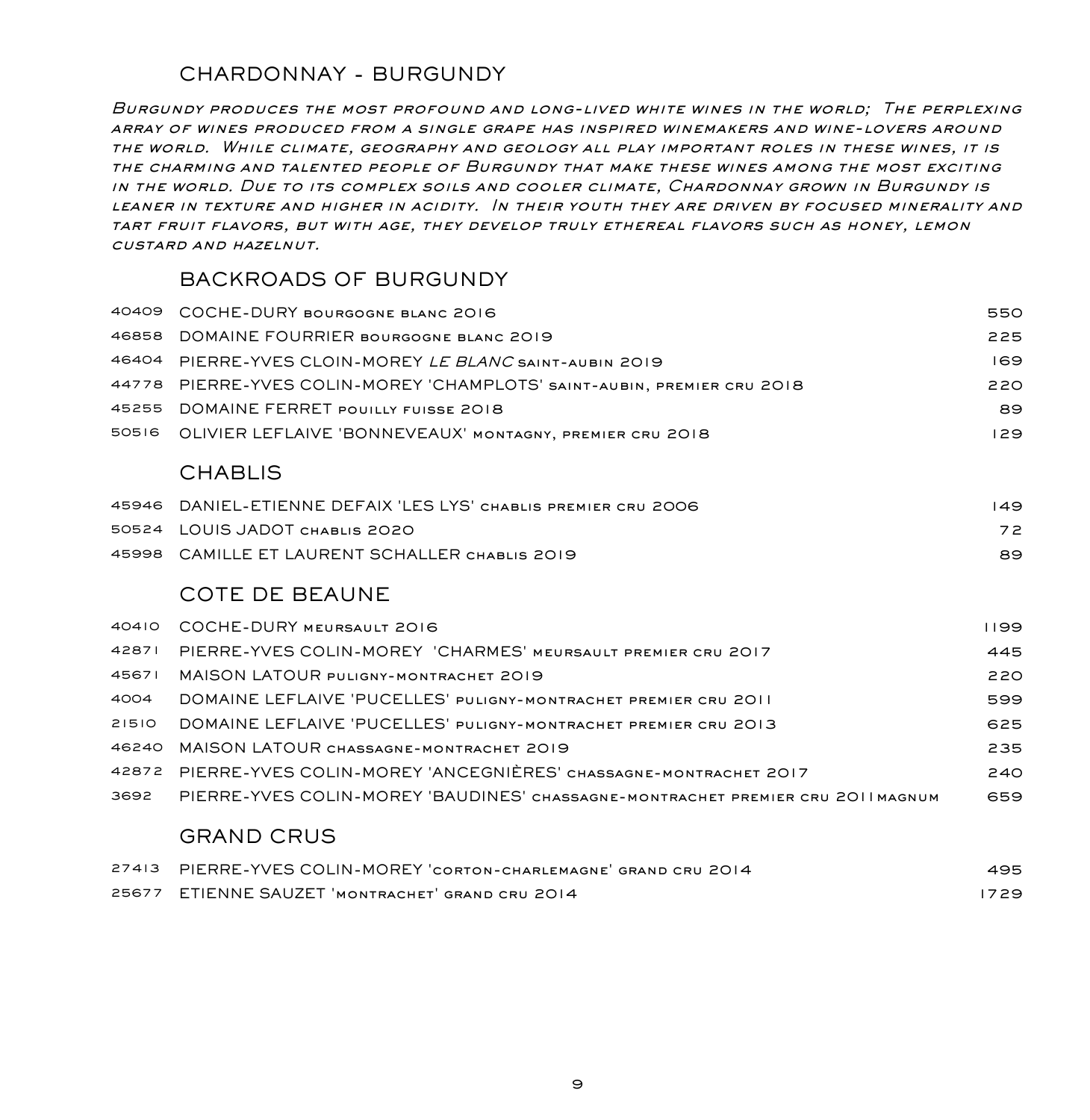## CHARDONNAY - BURGUNDY

*Burgundy produces the most profound and long-lived white wines in the world; The perplexing array of wines produced from a single grape has inspired winemakers and wine-lovers around the world. While climate, geography and geology all play important roles in these wines, it is the charming and talented people of Burgundy that make these wines among the most exciting in the world. Due to its complex soils and cooler climate, Chardonnay grown in Burgundy is leaner in texture and higher in acidity. In their youth they are driven by focused minerality and tart fruit flavors, but with age, they develop truly ethereal flavors such as honey, lemon custard and hazelnut.*

### BACKROADS OF BURGUNDY

| | | |
|---|---|---|
| 40409 | COCHE-DURY bourgogne blanc 2016 | 550 |
| 46858 | DOMAINE FOURRIER bourgogne blanc 2019 | 225 |
| 46404 | PIERRE-YVES CLOIN-MOREY *LE BLANC* saint-aubin 2019 | 169 |
| 44778 | PIERRE-YVES COLIN-MOREY 'CHAMPLOTS' saint-aubin, premier cru 2018 | 220 |
| 45255 | DOMAINE FERRET pouilly fuisse 2018 | 89 |
| 50516 | OLIVIER LEFLAIVE 'BONNEVEAUX' montagny, premier cru 2018 | 129 |

### CHABLIS

| | | |
|---|---|---|
| 45946 | DANIEL-ETIENNE DEFAIX 'LES LYS' chablis premier cru 2006 | 149 |
| 50524 | LOUIS JADOT chablis 2020 | 72 |
| 45998 | CAMILLE ET LAURENT SCHALLER chablis 2019 | 89 |

### COTE DE BEAUNE

| | | |
|---|---|---|
| 40410 | COCHE-DURY meursault 2016 | 1199 |
| 42871 | PIERRE-YVES COLIN-MOREY 'CHARMES' meursault premier cru 2017 | 445 |
| 45671 | MAISON LATOUR puligny-montrachet 2019 | 220 |
| 4004 | DOMAINE LEFLAIVE 'PUCELLES' puligny-montrachet premier cru 2011 | 599 |
| 21510 | DOMAINE LEFLAIVE 'PUCELLES' puligny-montrachet premier cru 2013 | 625 |
| 46240 | MAISON LATOUR chassagne-montrachet 2019 | 235 |
| 42872 | PIERRE-YVES COLIN-MOREY 'ANCEGNIÈRES' chassagne-montrachet 2017 | 240 |
| 3692 | PIERRE-YVES COLIN-MOREY 'BAUDINES' chassagne-montrachet premier cru 2011 magnum | 659 |

### GRAND CRUS

| | | |
|---|---|---|
| 27413 | PIERRE-YVES COLIN-MOREY 'corton-charlemagne' grand cru 2014 | 495 |
| 25677 | ETIENNE SAUZET 'montrachet' grand cru 2014 | 1729 |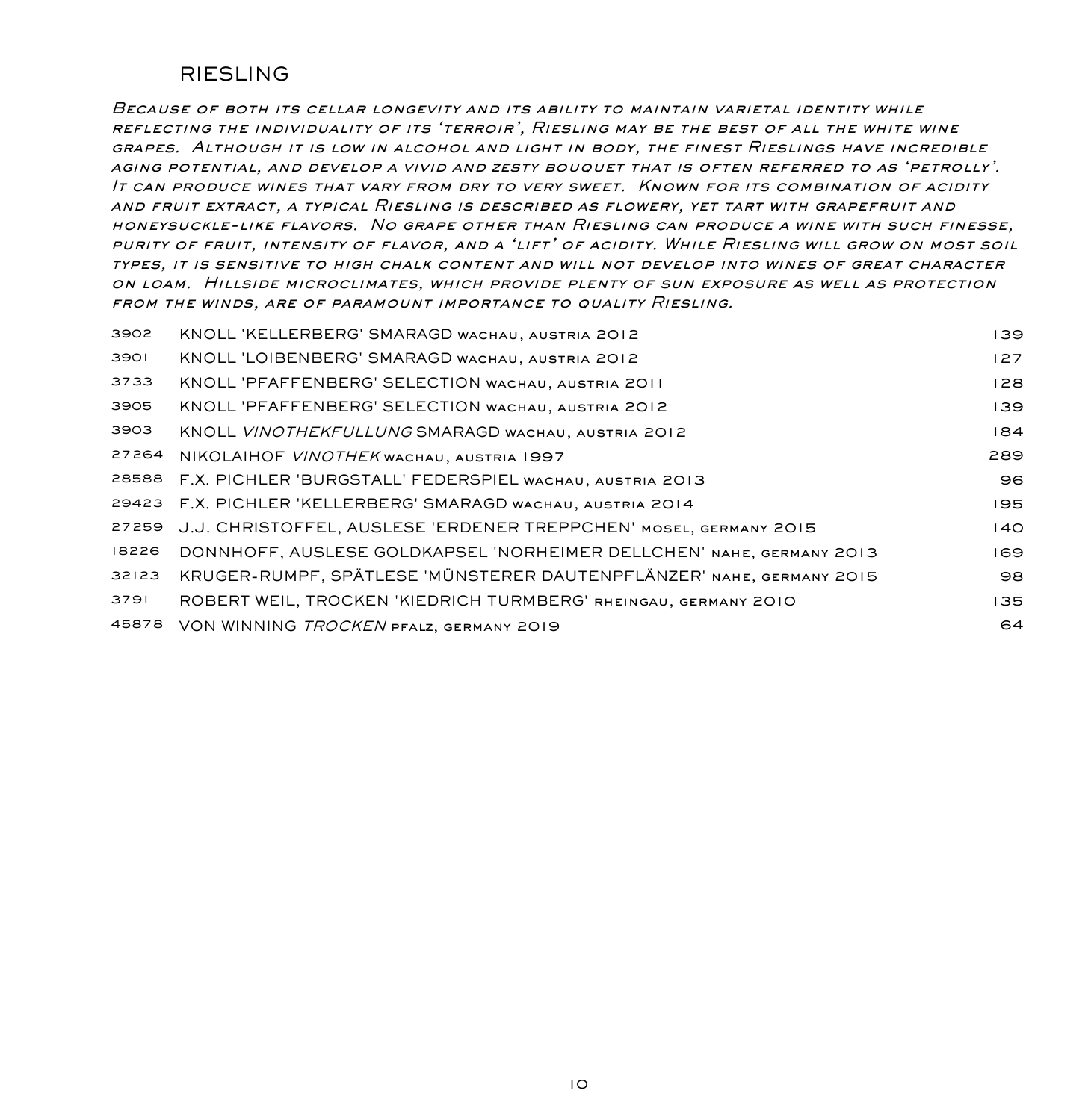## RIESLING

*Because of both its cellar longevity and its ability to maintain varietal identity while reflecting the individuality of its 'terroir', Riesling may be the best of all the white wine grapes. Although it is low in alcohol and light in body, the finest Rieslings have incredible aging potential, and develop a vivid and zesty bouquet that is often referred to as 'petrolly'. It can produce wines that vary from dry to very sweet. Known for its combination of acidity and fruit extract, a typical Riesling is described as flowery, yet tart with grapefruit and honeysuckle-like flavors. No grape other than Riesling can produce a wine with such finesse, purity of fruit, intensity of flavor, and a 'lift' of acidity. While Riesling will grow on most soil types, it is sensitive to high chalk content and will not develop into wines of great character on loam. Hillside microclimates, which provide plenty of sun exposure as well as protection from the winds, are of paramount importance to quality Riesling.*

| | | |
|---|---|---|
| 3902 | KNOLL 'KELLERBERG' SMARAGD WACHAU, AUSTRIA 2012 | 139 |
| 3901 | KNOLL 'LOIBENBERG' SMARAGD WACHAU, AUSTRIA 2012 | 127 |
| 3733 | KNOLL 'PFAFFENBERG' SELECTION WACHAU, AUSTRIA 2011 | 128 |
| 3905 | KNOLL 'PFAFFENBERG' SELECTION WACHAU, AUSTRIA 2012 | 139 |
| 3903 | KNOLL *VINOTHEKFULLUNG* SMARAGD WACHAU, AUSTRIA 2012 | 184 |
| 27264 | NIKOLAIHOF *VINOTHEK* WACHAU, AUSTRIA 1997 | 289 |
| 28588 | F.X. PICHLER 'BURGSTALL' FEDERSPIEL WACHAU, AUSTRIA 2013 | 96 |
| 29423 | F.X. PICHLER 'KELLERBERG' SMARAGD WACHAU, AUSTRIA 2014 | 195 |
| 27259 | J.J. CHRISTOFFEL, AUSLESE 'ERDENER TREPPCHEN' MOSEL, GERMANY 2015 | 140 |
| 18226 | DONNHOFF, AUSLESE GOLDKAPSEL 'NORHEIMER DELLCHEN' NAHE, GERMANY 2013 | 169 |
| 32123 | KRUGER-RUMPF, SPÄTLESE 'MÜNSTERER DAUTENPFLÄNZER' NAHE, GERMANY 2015 | 98 |
| 3791 | ROBERT WEIL, TROCKEN 'KIEDRICH TURMBERG' RHEINGAU, GERMANY 2010 | 135 |
| 45878 | VON WINNING *TROCKEN* PFALZ, GERMANY 2019 | 64 |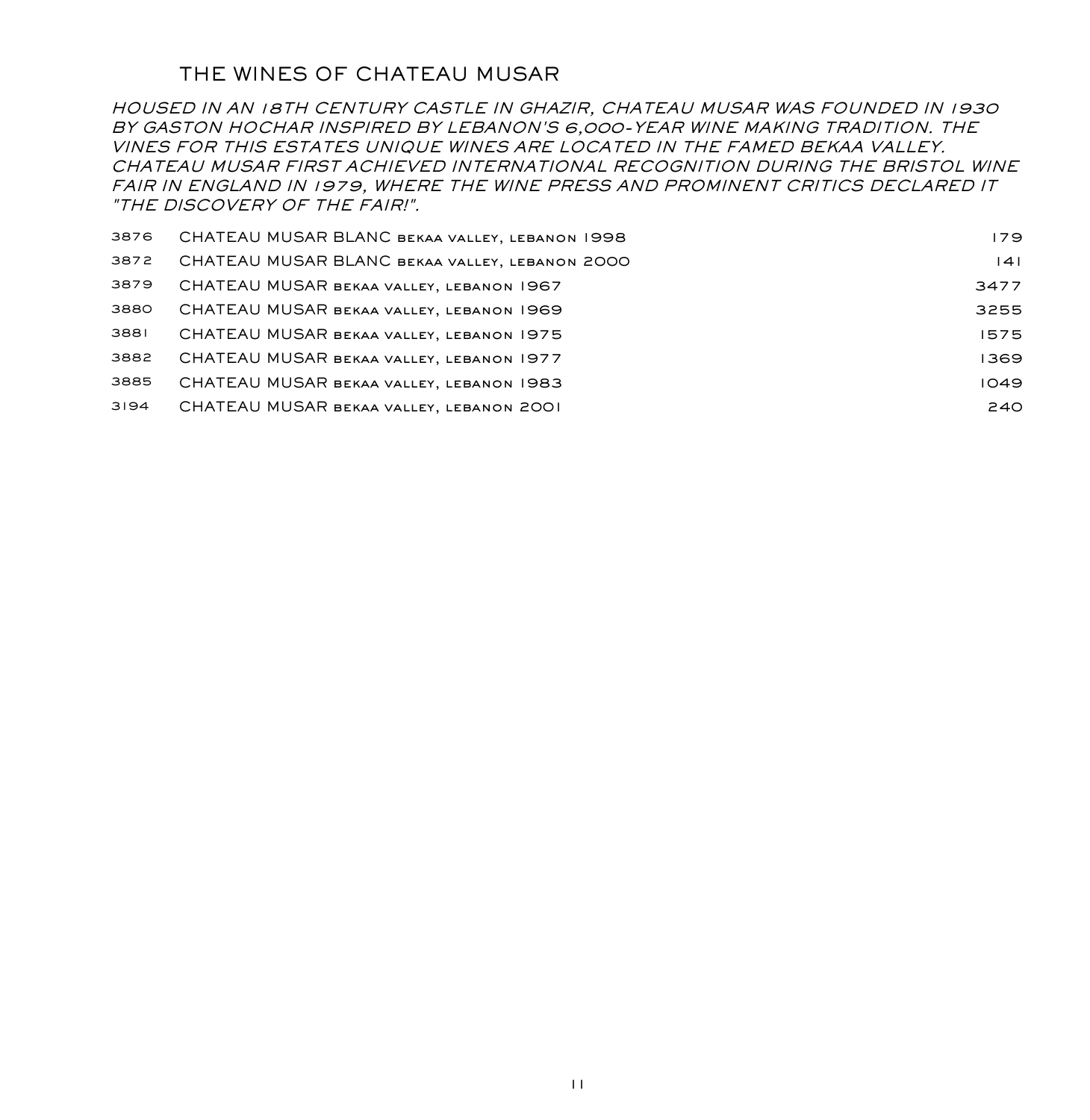## THE WINES OF CHATEAU MUSAR

*HOUSED IN AN 18TH CENTURY CASTLE IN GHAZIR, CHATEAU MUSAR WAS FOUNDED IN 1930 BY GASTON HOCHAR INSPIRED BY LEBANON'S 6,000-YEAR WINE MAKING TRADITION. THE VINES FOR THIS ESTATES UNIQUE WINES ARE LOCATED IN THE FAMED BEKAA VALLEY. CHATEAU MUSAR FIRST ACHIEVED INTERNATIONAL RECOGNITION DURING THE BRISTOL WINE FAIR IN ENGLAND IN 1979, WHERE THE WINE PRESS AND PROMINENT CRITICS DECLARED IT "THE DISCOVERY OF THE FAIR!".*

| | | |
|---|---|---|
| 3876 | CHATEAU MUSAR BLANC bekaa valley, lebanon 1998 | 179 |
| 3872 | CHATEAU MUSAR BLANC bekaa valley, lebanon 2000 | 141 |
| 3879 | CHATEAU MUSAR bekaa valley, lebanon 1967 | 3477 |
| 3880 | CHATEAU MUSAR bekaa valley, lebanon 1969 | 3255 |
| 3881 | CHATEAU MUSAR bekaa valley, lebanon 1975 | 1575 |
| 3882 | CHATEAU MUSAR bekaa valley, lebanon 1977 | 1369 |
| 3885 | CHATEAU MUSAR bekaa valley, lebanon 1983 | 1049 |
| 3194 | CHATEAU MUSAR bekaa valley, lebanon 2001 | 240 |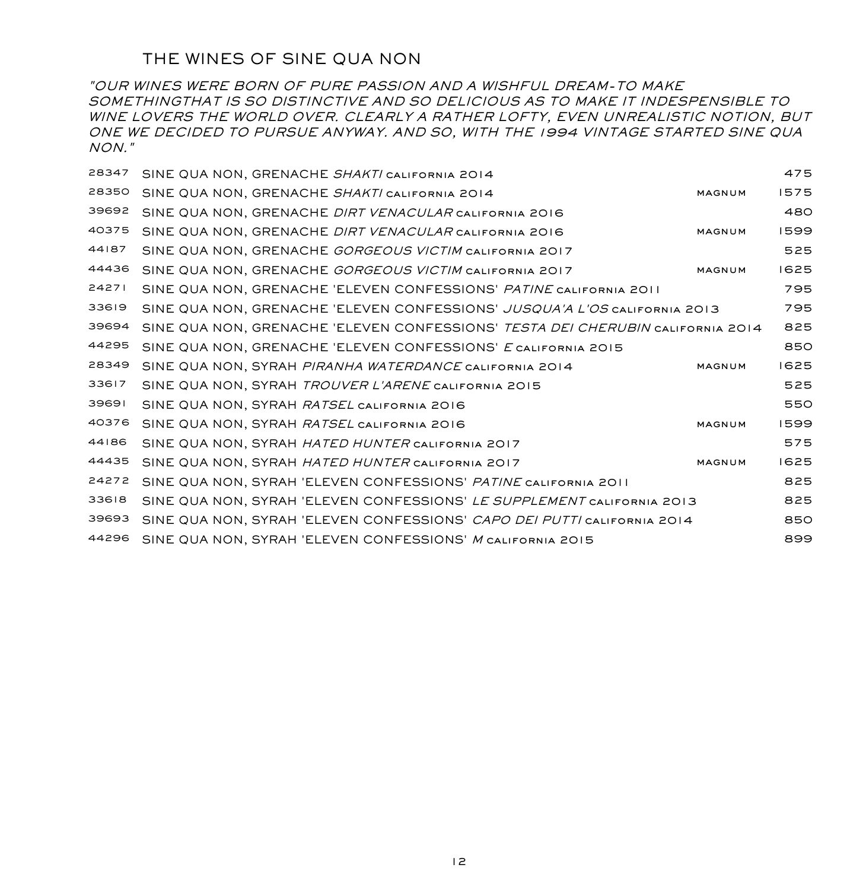## THE WINES OF SINE QUA NON

*"OUR WINES WERE BORN OF PURE PASSION AND A WISHFUL DREAM-TO MAKE SOMETHINGTHAT IS SO DISTINCTIVE AND SO DELICIOUS AS TO MAKE IT INDESPENSIBLE TO WINE LOVERS THE WORLD OVER. CLEARLY A RATHER LOFTY, EVEN UNREALISTIC NOTION, BUT ONE WE DECIDED TO PURSUE ANYWAY. AND SO, WITH THE 1994 VINTAGE STARTED SINE QUA NON."*

| | | | |
|---|---|---|---|
| 28347 | SINE QUA NON, GRENACHE *SHAKTI* california 2014 | | 475 |
| 28350 | SINE QUA NON, GRENACHE *SHAKTI* california 2014 | magnum | 1575 |
| 39692 | SINE QUA NON, GRENACHE *DIRT VENACULAR* california 2016 | | 480 |
| 40375 | SINE QUA NON, GRENACHE *DIRT VENACULAR* california 2016 | magnum | 1599 |
| 44187 | SINE QUA NON, GRENACHE *GORGEOUS VICTIM* california 2017 | | 525 |
| 44436 | SINE QUA NON, GRENACHE *GORGEOUS VICTIM* california 2017 | magnum | 1625 |
| 24271 | SINE QUA NON, GRENACHE 'ELEVEN CONFESSIONS' *PATINE* california 2011 | | 795 |
| 33619 | SINE QUA NON, GRENACHE 'ELEVEN CONFESSIONS' *JUSQUA'A L'OS* california 2013 | | 795 |
| 39694 | SINE QUA NON, GRENACHE 'ELEVEN CONFESSIONS' *TESTA DEI CHERUBIN* california 2014 | | 825 |
| 44295 | SINE QUA NON, GRENACHE 'ELEVEN CONFESSIONS' *E* california 2015 | | 850 |
| 28349 | SINE QUA NON, SYRAH *PIRANHA WATERDANCE* california 2014 | magnum | 1625 |
| 33617 | SINE QUA NON, SYRAH *TROUVER L'ARENE* california 2015 | | 525 |
| 39691 | SINE QUA NON, SYRAH *RATSEL* california 2016 | | 550 |
| 40376 | SINE QUA NON, SYRAH *RATSEL* california 2016 | magnum | 1599 |
| 44186 | SINE QUA NON, SYRAH *HATED HUNTER* california 2017 | | 575 |
| 44435 | SINE QUA NON, SYRAH *HATED HUNTER* california 2017 | magnum | 1625 |
| 24272 | SINE QUA NON, SYRAH 'ELEVEN CONFESSIONS' *PATINE* california 2011 | | 825 |
| 33618 | SINE QUA NON, SYRAH 'ELEVEN CONFESSIONS' *LE SUPPLEMENT* california 2013 | | 825 |
| 39693 | SINE QUA NON, SYRAH 'ELEVEN CONFESSIONS' *CAPO DEI PUTTI* california 2014 | | 850 |
| 44296 | SINE QUA NON, SYRAH 'ELEVEN CONFESSIONS' *M* california 2015 | | 899 |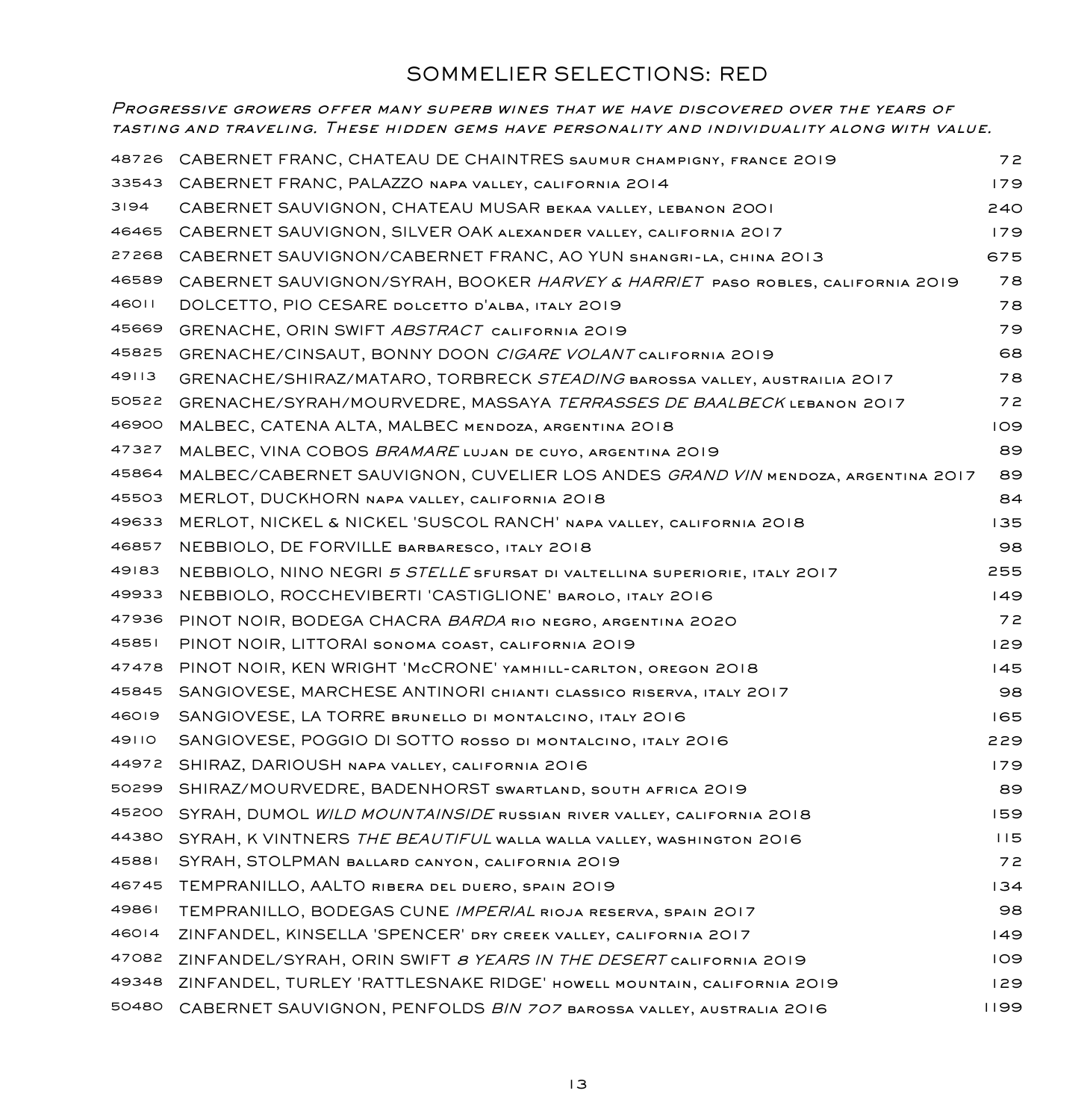## SOMMELIER SELECTIONS: RED

*Progressive growers offer many superb wines that we have discovered over the years of tasting and traveling. These hidden gems have personality and individuality along with value.*

| | | |
|---|---|---|
| 48726 | CABERNET FRANC, CHATEAU DE CHAINTRES saumur champigny, france 2019 | 72 |
| 33543 | CABERNET FRANC, PALAZZO napa valley, california 2014 | 179 |
| 3194 | CABERNET SAUVIGNON, CHATEAU MUSAR bekaa valley, lebanon 2001 | 240 |
| 46465 | CABERNET SAUVIGNON, SILVER OAK alexander valley, california 2017 | 179 |
| 27268 | CABERNET SAUVIGNON/CABERNET FRANC, AO YUN shangri-la, china 2013 | 675 |
| 46589 | CABERNET SAUVIGNON/SYRAH, BOOKER *HARVEY & HARRIET* paso robles, california 2019 | 78 |
| 46011 | DOLCETTO, PIO CESARE dolcetto d'alba, italy 2019 | 78 |
| 45669 | GRENACHE, ORIN SWIFT *ABSTRACT* california 2019 | 79 |
| 45825 | GRENACHE/CINSAUT, BONNY DOON *CIGARE VOLANT* california 2019 | 68 |
| 49113 | GRENACHE/SHIRAZ/MATARO, TORBRECK *STEADING* barossa valley, austrailia 2017 | 78 |
| 50522 | GRENACHE/SYRAH/MOURVEDRE, MASSAYA *TERRASSES DE BAALBECK* lebanon 2017 | 72 |
| 46900 | MALBEC, CATENA ALTA, MALBEC mendoza, argentina 2018 | 109 |
| 47327 | MALBEC, VINA COBOS *BRAMARE* lujan de cuyo, argentina 2019 | 89 |
| 45864 | MALBEC/CABERNET SAUVIGNON, CUVELIER LOS ANDES *GRAND VIN* mendoza, argentina 2017 | 89 |
| 45503 | MERLOT, DUCKHORN napa valley, california 2018 | 84 |
| 49633 | MERLOT, NICKEL & NICKEL 'SUSCOL RANCH' napa valley, california 2018 | 135 |
| 46857 | NEBBIOLO, DE FORVILLE barbaresco, italy 2018 | 98 |
| 49183 | NEBBIOLO, NINO NEGRI *5 STELLE* sfursat di valtellina superiorie, italy 2017 | 255 |
| 49933 | NEBBIOLO, ROCCHEVIBERTI 'CASTIGLIONE' barolo, italy 2016 | 149 |
| 47936 | PINOT NOIR, BODEGA CHACRA *BARDA* rio negro, argentina 2020 | 72 |
| 45851 | PINOT NOIR, LITTORAI sonoma coast, california 2019 | 129 |
| 47478 | PINOT NOIR, KEN WRIGHT 'McCRONE' yamhill-carlton, oregon 2018 | 145 |
| 45845 | SANGIOVESE, MARCHESE ANTINORI chianti classico riserva, italy 2017 | 98 |
| 46019 | SANGIOVESE, LA TORRE brunello di montalcino, italy 2016 | 165 |
| 49110 | SANGIOVESE, POGGIO DI SOTTO rosso di montalcino, italy 2016 | 229 |
| 44972 | SHIRAZ, DARIOUSH napa valley, california 2016 | 179 |
| 50299 | SHIRAZ/MOURVEDRE, BADENHORST swartland, south africa 2019 | 89 |
| 45200 | SYRAH, DUMOL *WILD MOUNTAINSIDE* russian river valley, california 2018 | 159 |
| 44380 | SYRAH, K VINTNERS *THE BEAUTIFUL* walla walla valley, washington 2016 | 115 |
| 45881 | SYRAH, STOLPMAN ballard canyon, california 2019 | 72 |
| 46745 | TEMPRANILLO, AALTO ribera del duero, spain 2019 | 134 |
| 49861 | TEMPRANILLO, BODEGAS CUNE *IMPERIAL* rioja reserva, spain 2017 | 98 |
| 46014 | ZINFANDEL, KINSELLA 'SPENCER' dry creek valley, california 2017 | 149 |
| 47082 | ZINFANDEL/SYRAH, ORIN SWIFT *8 YEARS IN THE DESERT* california 2019 | 109 |
| 49348 | ZINFANDEL, TURLEY 'RATTLESNAKE RIDGE' howell mountain, california 2019 | 129 |
| 50480 | CABERNET SAUVIGNON, PENFOLDS *BIN 707* barossa valley, australia 2016 | 1199 |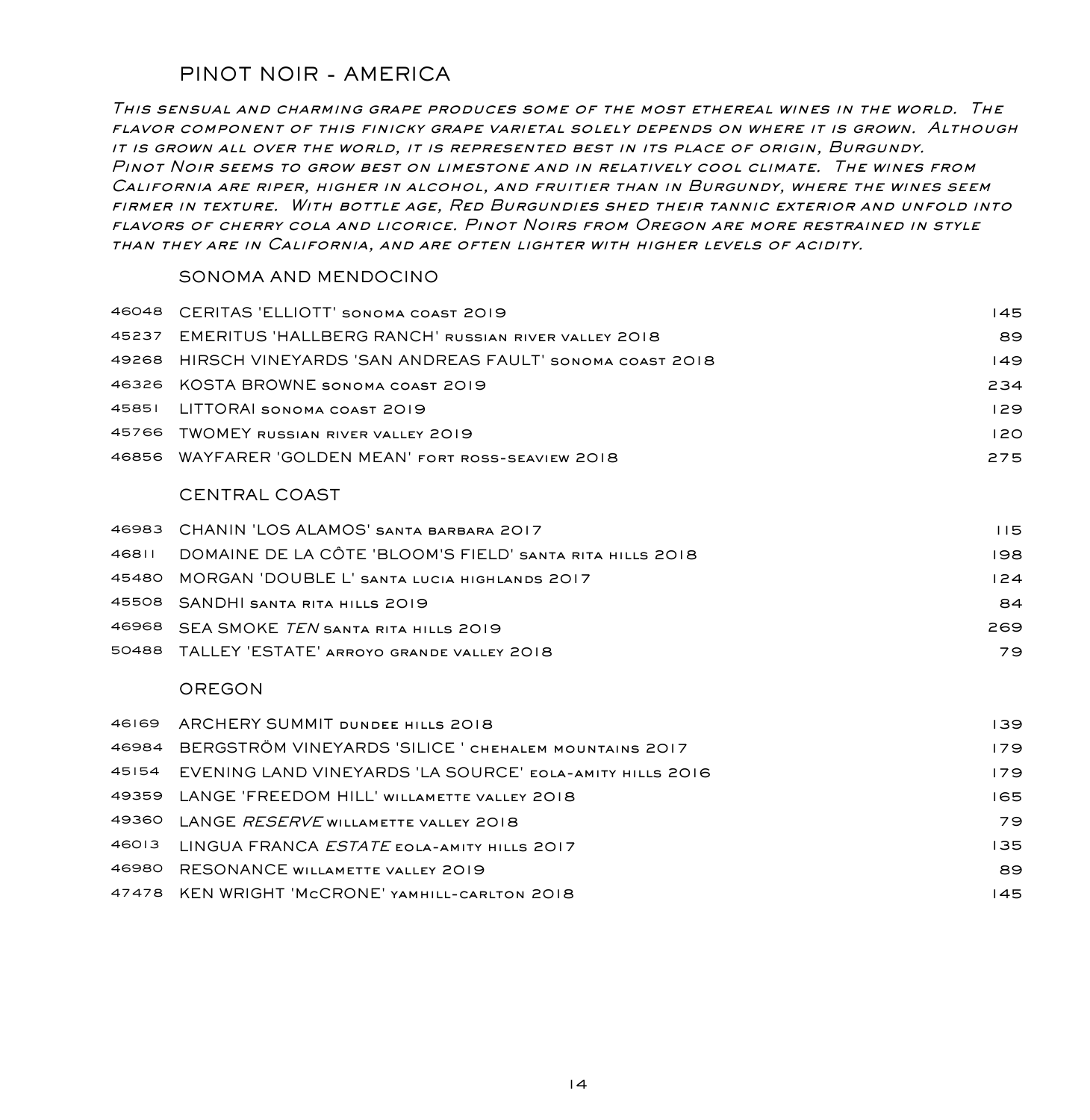# PINOT NOIR - AMERICA

*This sensual and charming grape produces some of the most ethereal wines in the world. The flavor component of this finicky grape varietal solely depends on where it is grown. Although it is grown all over the world, it is represented best in its place of origin, Burgundy. Pinot Noir seems to grow best on limestone and in relatively cool climate. The wines from California are riper, higher in alcohol, and fruitier than in Burgundy, where the wines seem firmer in texture. With bottle age, Red Burgundies shed their tannic exterior and unfold into flavors of cherry cola and licorice. Pinot Noirs from Oregon are more restrained in style than they are in California, and are often lighter with higher levels of acidity.*

## SONOMA AND MENDOCINO

| | | |
|---|---|---|
| 46048 | CERITAS 'ELLIOTT' sonoma coast 2019 | 145 |
| 45237 | EMERITUS 'HALLBERG RANCH' russian river valley 2018 | 89 |
| 49268 | HIRSCH VINEYARDS 'SAN ANDREAS FAULT' sonoma coast 2018 | 149 |
| 46326 | KOSTA BROWNE sonoma coast 2019 | 234 |
| 45851 | LITTORAI sonoma coast 2019 | 129 |
| 45766 | TWOMEY russian river valley 2019 | 120 |
| 46856 | WAYFARER 'GOLDEN MEAN' fort ross-seaview 2018 | 275 |

## CENTRAL COAST

| | | |
|---|---|---|
| 46983 | CHANIN 'LOS ALAMOS' santa barbara 2017 | 115 |
| 46811 | DOMAINE DE LA CÔTE 'BLOOM'S FIELD' santa rita hills 2018 | 198 |
| 45480 | MORGAN 'DOUBLE L' santa lucia highlands 2017 | 124 |
| 45508 | SANDHI santa rita hills 2019 | 84 |
| 46968 | SEA SMOKE *TEN* santa rita hills 2019 | 269 |
| 50488 | TALLEY 'ESTATE' arroyo grande valley 2018 | 79 |

## OREGON

| | | |
|---|---|---|
| 46169 | ARCHERY SUMMIT dundee hills 2018 | 139 |
| 46984 | BERGSTRÖM VINEYARDS 'SILICE ' chehalem mountains 2017 | 179 |
| 45154 | EVENING LAND VINEYARDS 'LA SOURCE' eola-amity hills 2016 | 179 |
| 49359 | LANGE 'FREEDOM HILL' willamette valley 2018 | 165 |
| 49360 | LANGE *RESERVE* willamette valley 2018 | 79 |
| 46013 | LINGUA FRANCA *ESTATE* eola-amity hills 2017 | 135 |
| 46980 | RESONANCE willamette valley 2019 | 89 |
| 47478 | KEN WRIGHT 'McCRONE' yamhill-carlton 2018 | 145 |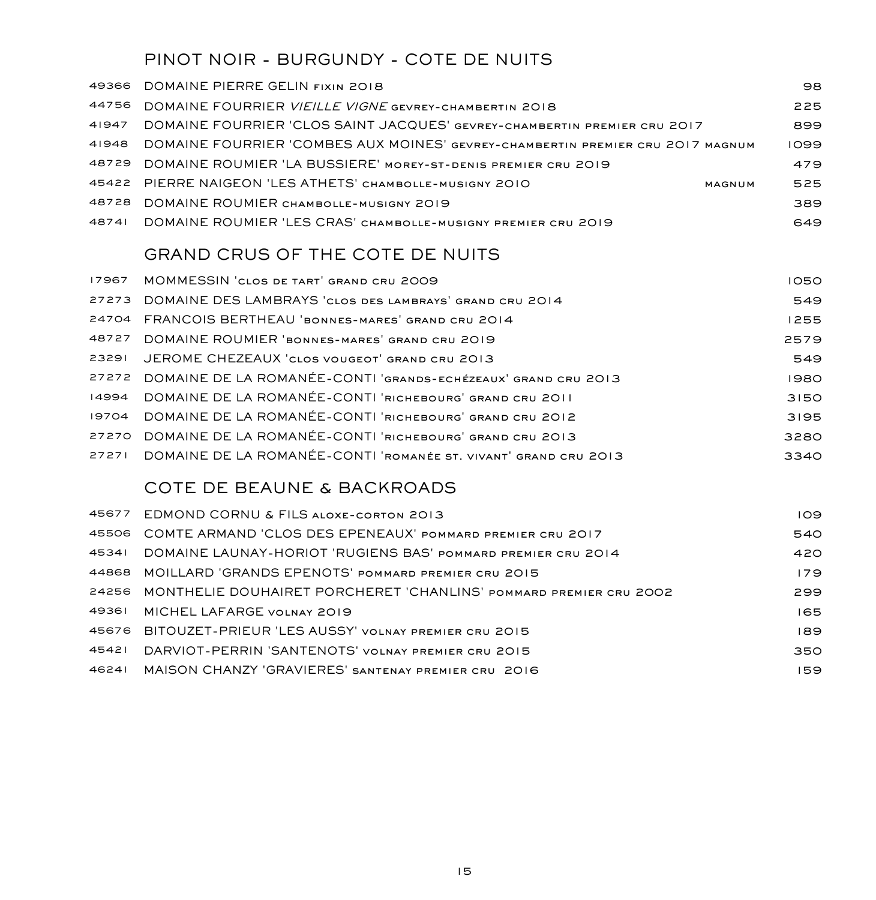## PINOT NOIR - BURGUNDY - COTE DE NUITS

| | | |
|---|---|---|
| 49366 | DOMAINE PIERRE GELIN FIXIN 2018 | 98 |
| 44756 | DOMAINE FOURRIER *VIEILLE VIGNE* GEVREY-CHAMBERTIN 2018 | 225 |
| 41947 | DOMAINE FOURRIER 'CLOS SAINT JACQUES' GEVREY-CHAMBERTIN PREMIER CRU 2017 | 899 |
| 41948 | DOMAINE FOURRIER 'COMBES AUX MOINES' GEVREY-CHAMBERTIN PREMIER CRU 2017 MAGNUM | 1099 |
| 48729 | DOMAINE ROUMIER 'LA BUSSIERE' MOREY-ST-DENIS PREMIER CRU 2019 | 479 |
| 45422 | PIERRE NAIGEON 'LES ATHETS' CHAMBOLLE-MUSIGNY 2010 MAGNUM | 525 |
| 48728 | DOMAINE ROUMIER CHAMBOLLE-MUSIGNY 2019 | 389 |
| 48741 | DOMAINE ROUMIER 'LES CRAS' CHAMBOLLE-MUSIGNY PREMIER CRU 2019 | 649 |

## GRAND CRUS OF THE COTE DE NUITS

| | | |
|---|---|---|
| 17967 | MOMMESSIN 'CLOS DE TART' GRAND CRU 2009 | 1050 |
| 27273 | DOMAINE DES LAMBRAYS 'CLOS DES LAMBRAYS' GRAND CRU 2014 | 549 |
| 24704 | FRANCOIS BERTHEAU 'BONNES-MARES' GRAND CRU 2014 | 1255 |
| 48727 | DOMAINE ROUMIER 'BONNES-MARES' GRAND CRU 2019 | 2579 |
| 23291 | JEROME CHEZEAUX 'CLOS VOUGEOT' GRAND CRU 2013 | 549 |
| 27272 | DOMAINE DE LA ROMANÉE-CONTI 'GRANDS-ECHÉZEAUX' GRAND CRU 2013 | 1980 |
| 14994 | DOMAINE DE LA ROMANÉE-CONTI 'RICHEBOURG' GRAND CRU 2011 | 3150 |
| 19704 | DOMAINE DE LA ROMANÉE-CONTI 'RICHEBOURG' GRAND CRU 2012 | 3195 |
| 27270 | DOMAINE DE LA ROMANÉE-CONTI 'RICHEBOURG' GRAND CRU 2013 | 3280 |
| 27271 | DOMAINE DE LA ROMANÉE-CONTI 'ROMANÉE ST. VIVANT' GRAND CRU 2013 | 3340 |

## COTE DE BEAUNE & BACKROADS

| | | |
|---|---|---|
| 45677 | EDMOND CORNU & FILS ALOXE-CORTON 2013 | 109 |
| 45506 | COMTE ARMAND 'CLOS DES EPENEAUX' POMMARD PREMIER CRU 2017 | 540 |
| 45341 | DOMAINE LAUNAY-HORIOT 'RUGIENS BAS' POMMARD PREMIER CRU 2014 | 420 |
| 44868 | MOILLARD 'GRANDS EPENOTS' POMMARD PREMIER CRU 2015 | 179 |
| 24256 | MONTHELIE DOUHAIRET PORCHERET 'CHANLINS' POMMARD PREMIER CRU 2002 | 299 |
| 49361 | MICHEL LAFARGE VOLNAY 2019 | 165 |
| 45676 | BITOUZET-PRIEUR 'LES AUSSY' VOLNAY PREMIER CRU 2015 | 189 |
| 45421 | DARVIOT-PERRIN 'SANTENOTS' VOLNAY PREMIER CRU 2015 | 350 |
| 46241 | MAISON CHANZY 'GRAVIERES' SANTENAY PREMIER CRU 2016 | 159 |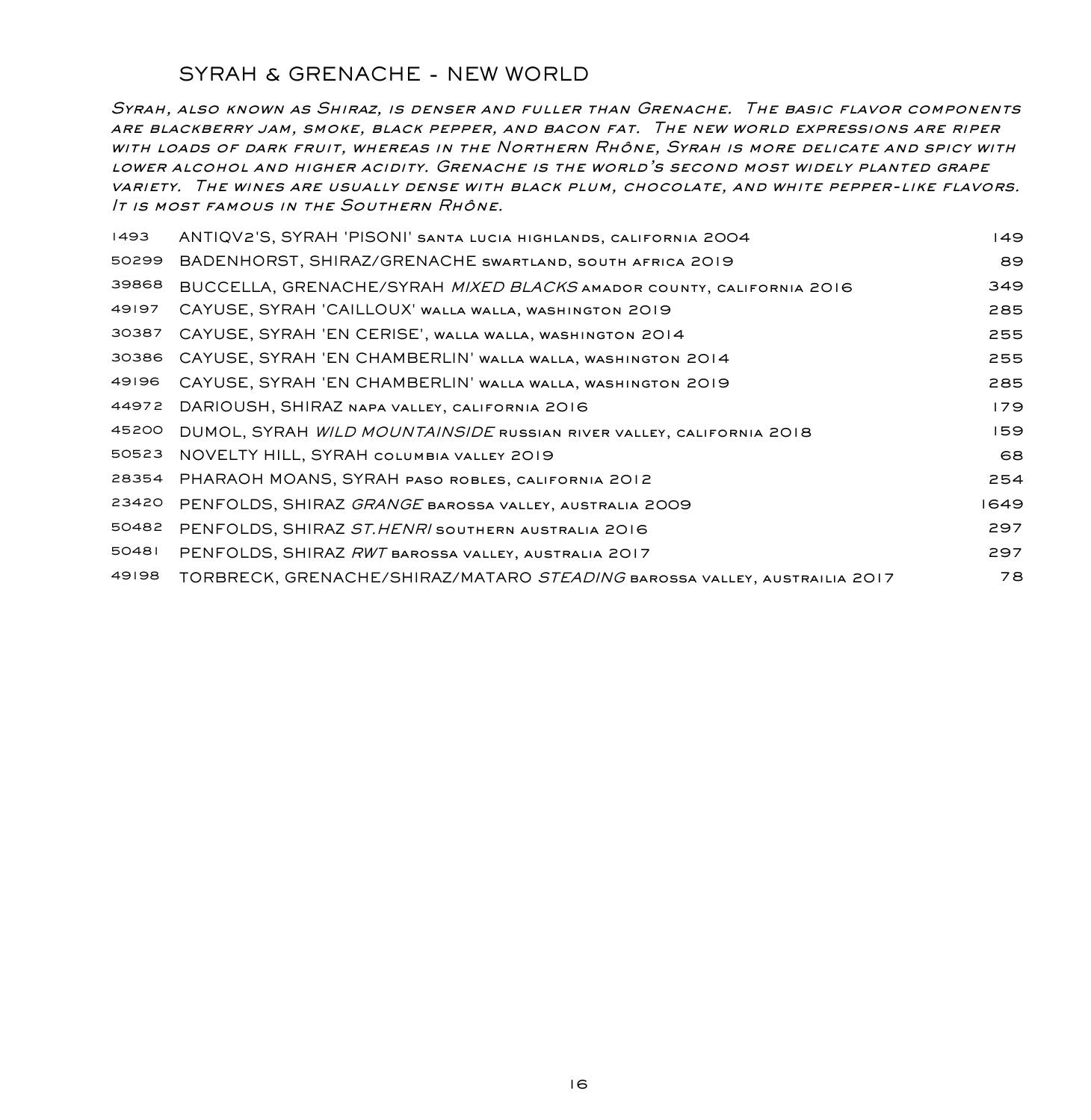## SYRAH & GRENACHE - NEW WORLD

*Syrah, also known as Shiraz, is denser and fuller than Grenache. The basic flavor components are blackberry jam, smoke, black pepper, and bacon fat. The new world expressions are riper with loads of dark fruit, whereas in the Northern Rhône, Syrah is more delicate and spicy with lower alcohol and higher acidity. Grenache is the world's second most widely planted grape variety. The wines are usually dense with black plum, chocolate, and white pepper-like flavors. It is most famous in the Southern Rhône.*

| | | |
|---|---|---|
| 1493 | ANTIQV2'S, SYRAH 'PISONI' santa lucia highlands, california 2004 | 149 |
| 50299 | BADENHORST, SHIRAZ/GRENACHE swartland, south africa 2019 | 89 |
| 39868 | BUCCELLA, GRENACHE/SYRAH *MIXED BLACKS* amador county, california 2016 | 349 |
| 49197 | CAYUSE, SYRAH 'CAILLOUX' walla walla, washington 2019 | 285 |
| 30387 | CAYUSE, SYRAH 'EN CERISE', walla walla, washington 2014 | 255 |
| 30386 | CAYUSE, SYRAH 'EN CHAMBERLIN' walla walla, washington 2014 | 255 |
| 49196 | CAYUSE, SYRAH 'EN CHAMBERLIN' walla walla, washington 2019 | 285 |
| 44972 | DARIOUSH, SHIRAZ napa valley, california 2016 | 179 |
| 45200 | DUMOL, SYRAH *WILD MOUNTAINSIDE* russian river valley, california 2018 | 159 |
| 50523 | NOVELTY HILL, SYRAH columbia valley 2019 | 68 |
| 28354 | PHARAOH MOANS, SYRAH paso robles, california 2012 | 254 |
| 23420 | PENFOLDS, SHIRAZ *GRANGE* barossa valley, australia 2009 | 1649 |
| 50482 | PENFOLDS, SHIRAZ *ST.HENRI* southern australia 2016 | 297 |
| 50481 | PENFOLDS, SHIRAZ *RWT* barossa valley, australia 2017 | 297 |
| 49198 | TORBRECK, GRENACHE/SHIRAZ/MATARO *STEADING* barossa valley, austrailia 2017 | 78 |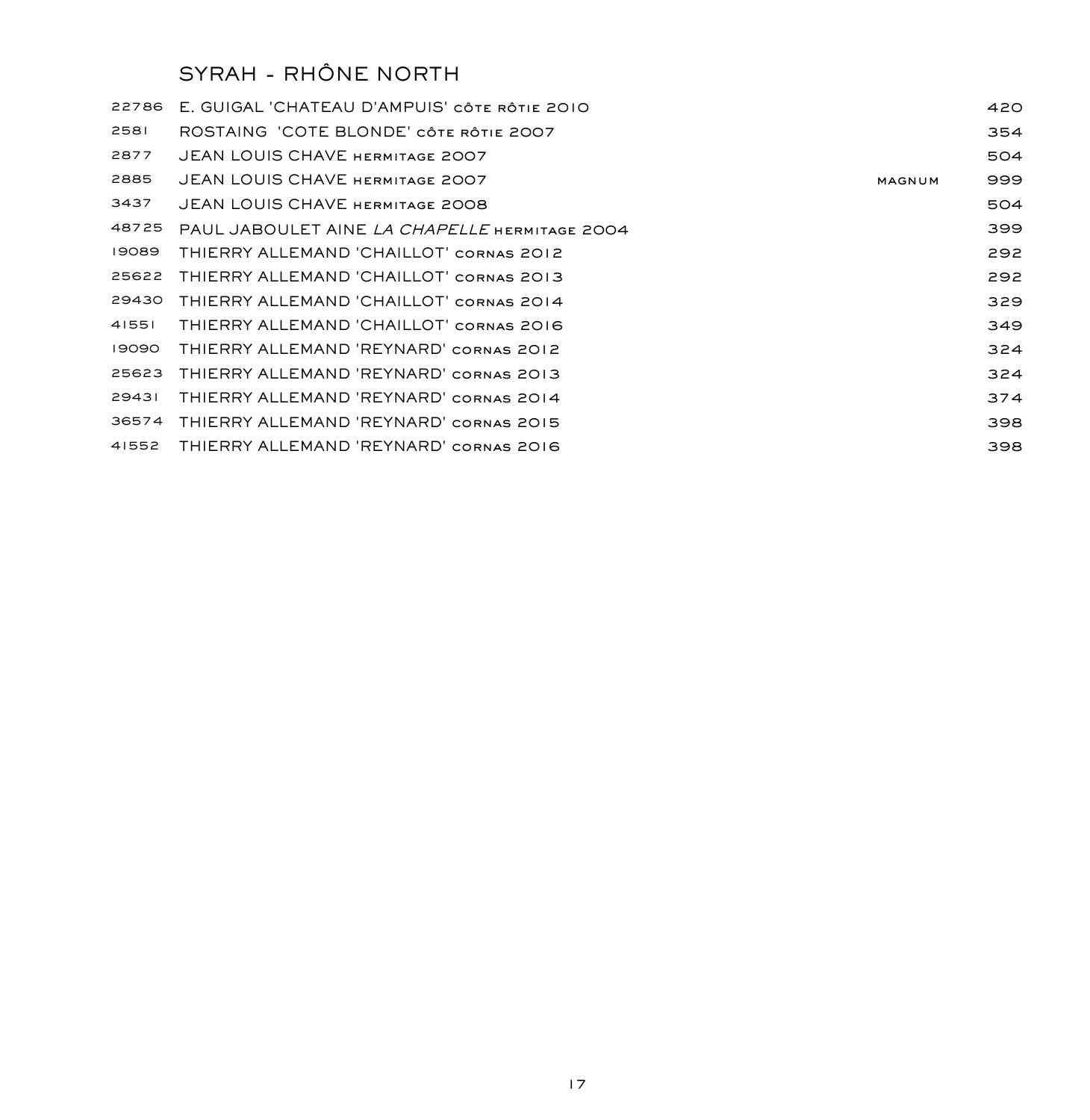## SYRAH - RHÔNE NORTH

| | | | |
|---|---|---|---|
| 22786 | E. GUIGAL 'CHATEAU D'AMPUIS' CÔTE RÔTIE 2010 | | 420 |
| 2581 | ROSTAING 'COTE BLONDE' CÔTE RÔTIE 2007 | | 354 |
| 2877 | JEAN LOUIS CHAVE HERMITAGE 2007 | | 504 |
| 2885 | JEAN LOUIS CHAVE HERMITAGE 2007 | MAGNUM | 999 |
| 3437 | JEAN LOUIS CHAVE HERMITAGE 2008 | | 504 |
| 48725 | PAUL JABOULET AINE *LA CHAPELLE* HERMITAGE 2004 | | 399 |
| 19089 | THIERRY ALLEMAND 'CHAILLOT' CORNAS 2012 | | 292 |
| 25622 | THIERRY ALLEMAND 'CHAILLOT' CORNAS 2013 | | 292 |
| 29430 | THIERRY ALLEMAND 'CHAILLOT' CORNAS 2014 | | 329 |
| 41551 | THIERRY ALLEMAND 'CHAILLOT' CORNAS 2016 | | 349 |
| 19090 | THIERRY ALLEMAND 'REYNARD' CORNAS 2012 | | 324 |
| 25623 | THIERRY ALLEMAND 'REYNARD' CORNAS 2013 | | 324 |
| 29431 | THIERRY ALLEMAND 'REYNARD' CORNAS 2014 | | 374 |
| 36574 | THIERRY ALLEMAND 'REYNARD' CORNAS 2015 | | 398 |
| 41552 | THIERRY ALLEMAND 'REYNARD' CORNAS 2016 | | 398 |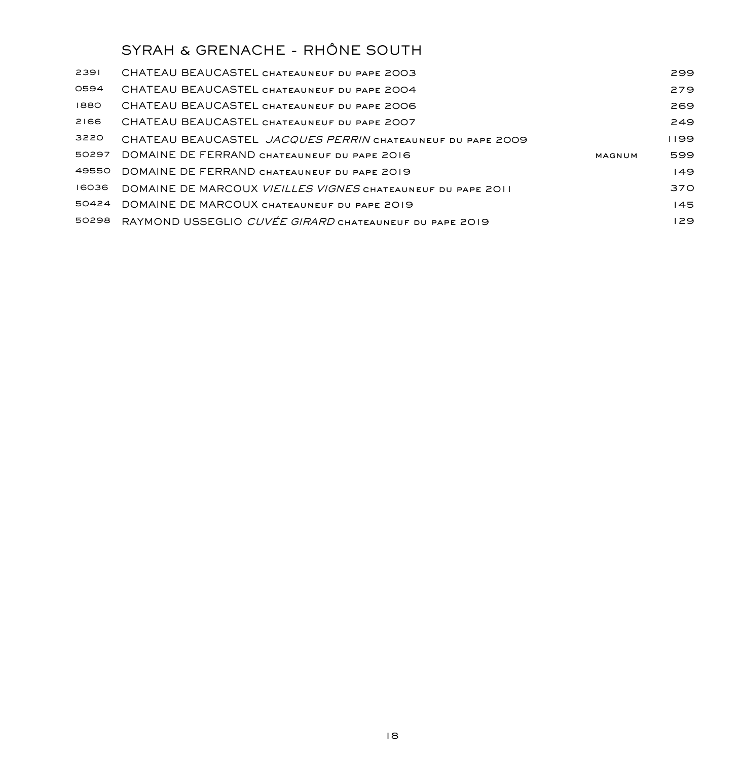## SYRAH & GRENACHE - RHÔNE SOUTH

| | | | |
|---|---|---|---|
| 2391 | CHATEAU BEAUCASTEL CHATEAUNEUF DU PAPE 2003 | | 299 |
| 0594 | CHATEAU BEAUCASTEL CHATEAUNEUF DU PAPE 2004 | | 279 |
| 1880 | CHATEAU BEAUCASTEL CHATEAUNEUF DU PAPE 2006 | | 269 |
| 2166 | CHATEAU BEAUCASTEL CHATEAUNEUF DU PAPE 2007 | | 249 |
| 3220 | CHATEAU BEAUCASTEL *JACQUES PERRIN* CHATEAUNEUF DU PAPE 2009 | | 1199 |
| 50297 | DOMAINE DE FERRAND CHATEAUNEUF DU PAPE 2016 | MAGNUM | 599 |
| 49550 | DOMAINE DE FERRAND CHATEAUNEUF DU PAPE 2019 | | 149 |
| 16036 | DOMAINE DE MARCOUX *VIEILLES VIGNES* CHATEAUNEUF DU PAPE 2011 | | 370 |
| 50424 | DOMAINE DE MARCOUX CHATEAUNEUF DU PAPE 2019 | | 145 |
| 50298 | RAYMOND USSEGLIO *CUVÉE GIRARD* CHATEAUNEUF DU PAPE 2019 | | 129 |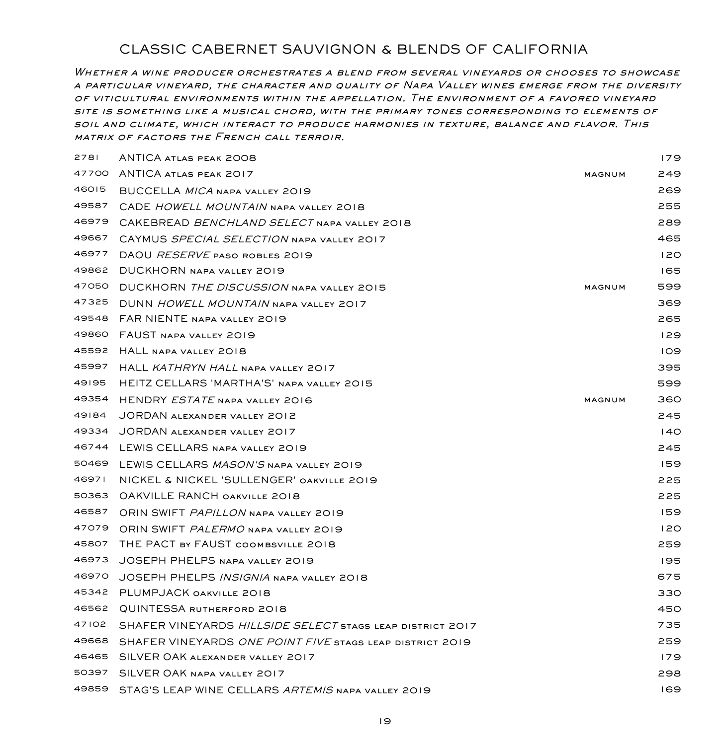## CLASSIC CABERNET SAUVIGNON & BLENDS OF CALIFORNIA

*Whether a wine producer orchestrates a blend from several vineyards or chooses to showcase a particular vineyard, the character and quality of Napa Valley wines emerge from the diversity of viticultural environments within the appellation. The environment of a favored vineyard site is something like a musical chord, with the primary tones corresponding to elements of soil and climate, which interact to produce harmonies in texture, balance and flavor. This matrix of factors the French call terroir.*

| | | | |
|---|---|---|---|
| 2781 | ANTICA atlas peak 2008 | | 179 |
| 47700 | ANTICA atlas peak 2017 | magnum | 249 |
| 46015 | BUCCELLA *MICA* napa valley 2019 | | 269 |
| 49587 | CADE *HOWELL MOUNTAIN* napa valley 2018 | | 255 |
| 46979 | CAKEBREAD *BENCHLAND SELECT* napa valley 2018 | | 289 |
| 49667 | CAYMUS *SPECIAL SELECTION* napa valley 2017 | | 465 |
| 46977 | DAOU *RESERVE* paso robles 2019 | | 120 |
| 49862 | DUCKHORN napa valley 2019 | | 165 |
| 47050 | DUCKHORN *THE DISCUSSION* napa valley 2015 | magnum | 599 |
| 47325 | DUNN *HOWELL MOUNTAIN* napa valley 2017 | | 369 |
| 49548 | FAR NIENTE napa valley 2019 | | 265 |
| 49860 | FAUST napa valley 2019 | | 129 |
| 45592 | HALL napa valley 2018 | | 109 |
| 45997 | HALL *KATHRYN HALL* napa valley 2017 | | 395 |
| 49195 | HEITZ CELLARS 'MARTHA'S' napa valley 2015 | | 599 |
| 49354 | HENDRY *ESTATE* napa valley 2016 | magnum | 360 |
| 49184 | JORDAN alexander valley 2012 | | 245 |
| 49334 | JORDAN alexander valley 2017 | | 140 |
| 46744 | LEWIS CELLARS napa valley 2019 | | 245 |
| 50469 | LEWIS CELLARS *MASON'S* napa valley 2019 | | 159 |
| 46971 | NICKEL & NICKEL 'SULLENGER' oakville 2019 | | 225 |
| 50363 | OAKVILLE RANCH oakville 2018 | | 225 |
| 46587 | ORIN SWIFT *PAPILLON* napa valley 2019 | | 159 |
| 47079 | ORIN SWIFT *PALERMO* napa valley 2019 | | 120 |
| 45807 | THE PACT by FAUST coombsville 2018 | | 259 |
| 46973 | JOSEPH PHELPS napa valley 2019 | | 195 |
| 46970 | JOSEPH PHELPS *INSIGNIA* napa valley 2018 | | 675 |
| 45342 | PLUMPJACK oakville 2018 | | 330 |
| 46562 | QUINTESSA rutherford 2018 | | 450 |
| 47102 | SHAFER VINEYARDS *HILLSIDE SELECT* stags leap district 2017 | | 735 |
| 49668 | SHAFER VINEYARDS *ONE POINT FIVE* stags leap district 2019 | | 259 |
| 46465 | SILVER OAK alexander valley 2017 | | 179 |
| 50397 | SILVER OAK napa valley 2017 | | 298 |
| 49859 | STAG'S LEAP WINE CELLARS *ARTEMIS* napa valley 2019 | | 169 |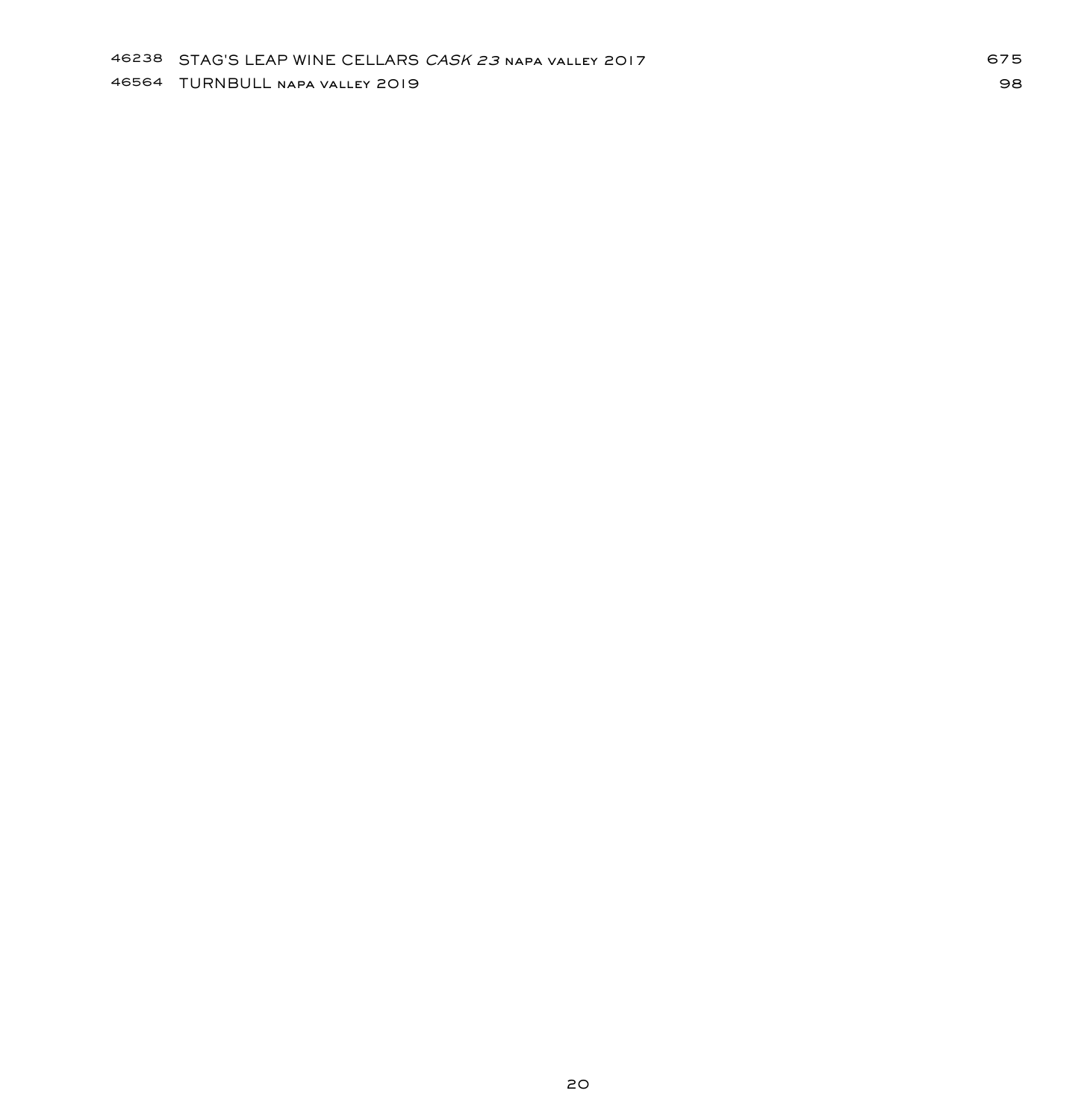| | | |
|---|---|---|
| 46238 | STAG'S LEAP WINE CELLARS *CASK 23* napa valley 2017 | 675 |
| 46564 | TURNBULL napa valley 2019 | 98 |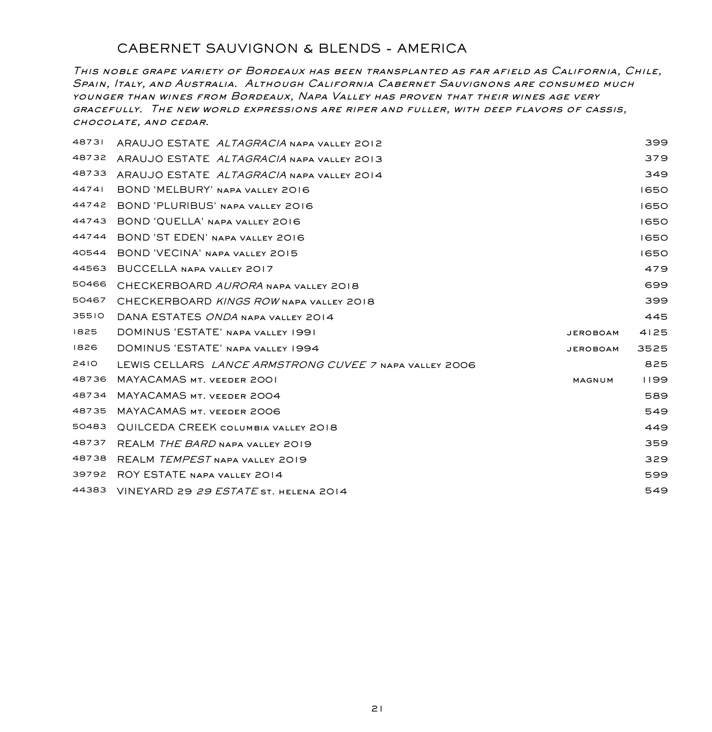## CABERNET SAUVIGNON & BLENDS - AMERICA

*This noble grape variety of Bordeaux has been transplanted as far afield as California, Chile, Spain, Italy, and Australia. Although California Cabernet Sauvignons are consumed much younger than wines from Bordeaux, Napa Valley has proven that their wines age very gracefully. The new world expressions are riper and fuller, with deep flavors of cassis, chocolate, and cedar.*

| | | | |
|---|---|---|---|
| 48731 | ARAUJO ESTATE *ALTAGRACIA* napa valley 2012 | | 399 |
| 48732 | ARAUJO ESTATE *ALTAGRACIA* napa valley 2013 | | 379 |
| 48733 | ARAUJO ESTATE *ALTAGRACIA* napa valley 2014 | | 349 |
| 44741 | BOND 'MELBURY' napa valley 2016 | | 1650 |
| 44742 | BOND 'PLURIBUS' napa valley 2016 | | 1650 |
| 44743 | BOND 'QUELLA' napa valley 2016 | | 1650 |
| 44744 | BOND 'ST EDEN' napa valley 2016 | | 1650 |
| 40544 | BOND 'VECINA' napa valley 2015 | | 1650 |
| 44563 | BUCCELLA napa valley 2017 | | 479 |
| 50466 | CHECKERBOARD *AURORA* napa valley 2018 | | 699 |
| 50467 | CHECKERBOARD *KINGS ROW* napa valley 2018 | | 399 |
| 35510 | DANA ESTATES *ONDA* napa valley 2014 | | 445 |
| 1825 | DOMINUS 'ESTATE' napa valley 1991 | jeroboam | 4125 |
| 1826 | DOMINUS 'ESTATE' napa valley 1994 | jeroboam | 3525 |
| 2410 | LEWIS CELLARS *LANCE ARMSTRONG CUVEE 7* napa valley 2006 | | 825 |
| 48736 | MAYACAMAS mt. veeder 2001 | magnum | 1199 |
| 48734 | MAYACAMAS mt. veeder 2004 | | 589 |
| 48735 | MAYACAMAS mt. veeder 2006 | | 549 |
| 50483 | QUILCEDA CREEK columbia valley 2018 | | 449 |
| 48737 | REALM *THE BARD* napa valley 2019 | | 359 |
| 48738 | REALM *TEMPEST* napa valley 2019 | | 329 |
| 39792 | ROY ESTATE napa valley 2014 | | 599 |
| 44383 | VINEYARD 29 *29 ESTATE* st. helena 2014 | | 549 |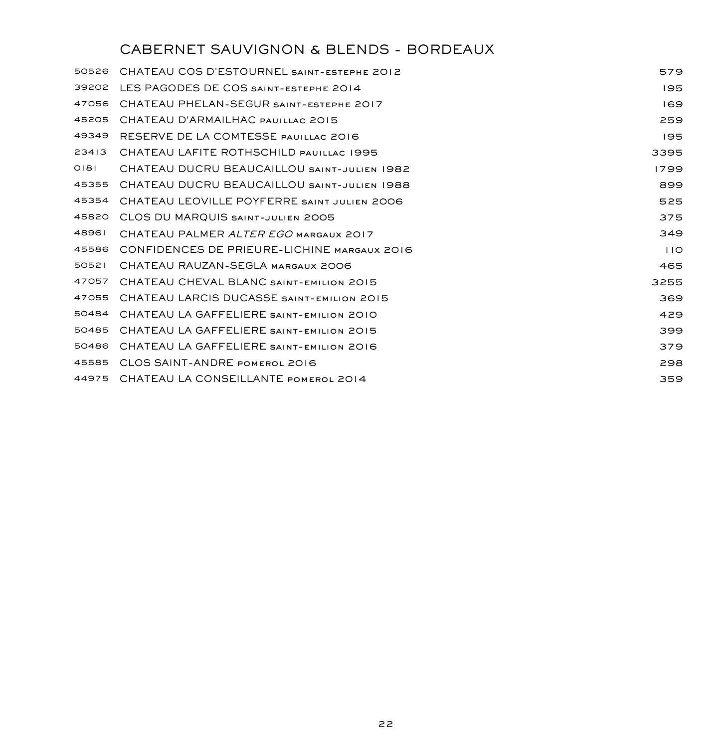## CABERNET SAUVIGNON & BLENDS - BORDEAUX

| | | |
|---|---|---|
| 50526 | CHATEAU COS D'ESTOURNEL saint-estephe 2012 | 579 |
| 39202 | LES PAGODES DE COS saint-estephe 2014 | 195 |
| 47056 | CHATEAU PHELAN-SEGUR saint-estephe 2017 | 169 |
| 45205 | CHATEAU D'ARMAILHAC pauillac 2015 | 259 |
| 49349 | RESERVE DE LA COMTESSE pauillac 2016 | 195 |
| 23413 | CHATEAU LAFITE ROTHSCHILD pauillac 1995 | 3395 |
| 0181 | CHATEAU DUCRU BEAUCAILLOU saint-julien 1982 | 1799 |
| 45355 | CHATEAU DUCRU BEAUCAILLOU saint-julien 1988 | 899 |
| 45354 | CHATEAU LEOVILLE POYFERRE saint julien 2006 | 525 |
| 45820 | CLOS DU MARQUIS saint-julien 2005 | 375 |
| 48961 | CHATEAU PALMER *ALTER EGO* margaux 2017 | 349 |
| 45586 | CONFIDENCES DE PRIEURE-LICHINE margaux 2016 | 110 |
| 50521 | CHATEAU RAUZAN-SEGLA margaux 2006 | 465 |
| 47057 | CHATEAU CHEVAL BLANC saint-emilion 2015 | 3255 |
| 47055 | CHATEAU LARCIS DUCASSE saint-emilion 2015 | 369 |
| 50484 | CHATEAU LA GAFFELIERE saint-emilion 2010 | 429 |
| 50485 | CHATEAU LA GAFFELIERE saint-emilion 2015 | 399 |
| 50486 | CHATEAU LA GAFFELIERE saint-emilion 2016 | 379 |
| 45585 | CLOS SAINT-ANDRE pomerol 2016 | 298 |
| 44975 | CHATEAU LA CONSEILLANTE pomerol 2014 | 359 |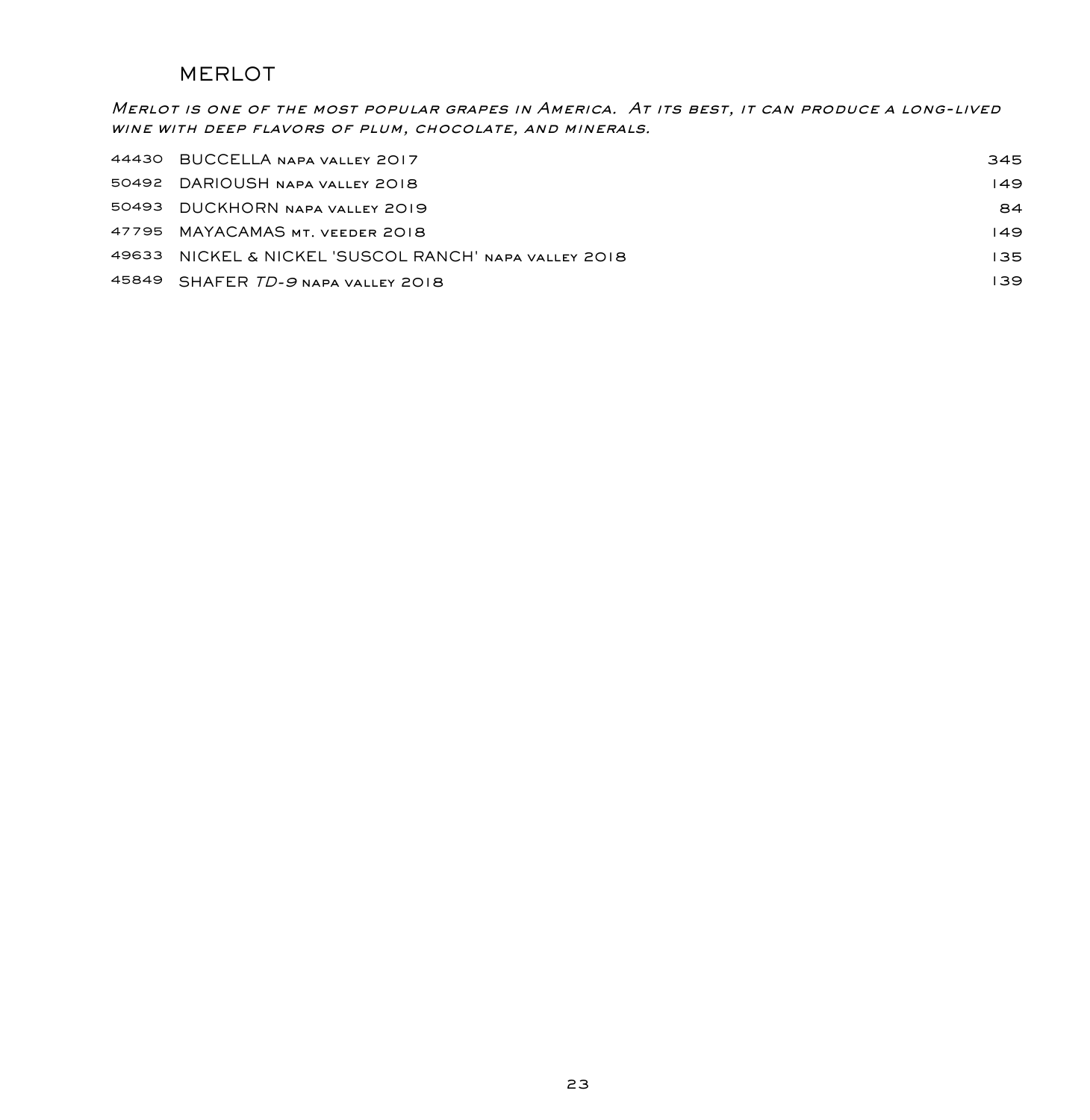## MERLOT

*Merlot is one of the most popular grapes in America. At its best, it can produce a long-lived wine with deep flavors of plum, chocolate, and minerals.*

| | | |
|---|---|---|
| 44430 | BUCCELLA napa valley 2017 | 345 |
| 50492 | DARIOUSH napa valley 2018 | 149 |
| 50493 | DUCKHORN napa valley 2019 | 84 |
| 47795 | MAYACAMAS mt. veeder 2018 | 149 |
| 49633 | NICKEL & NICKEL 'SUSCOL RANCH' napa valley 2018 | 135 |
| 45849 | SHAFER *TD-9* napa valley 2018 | 139 |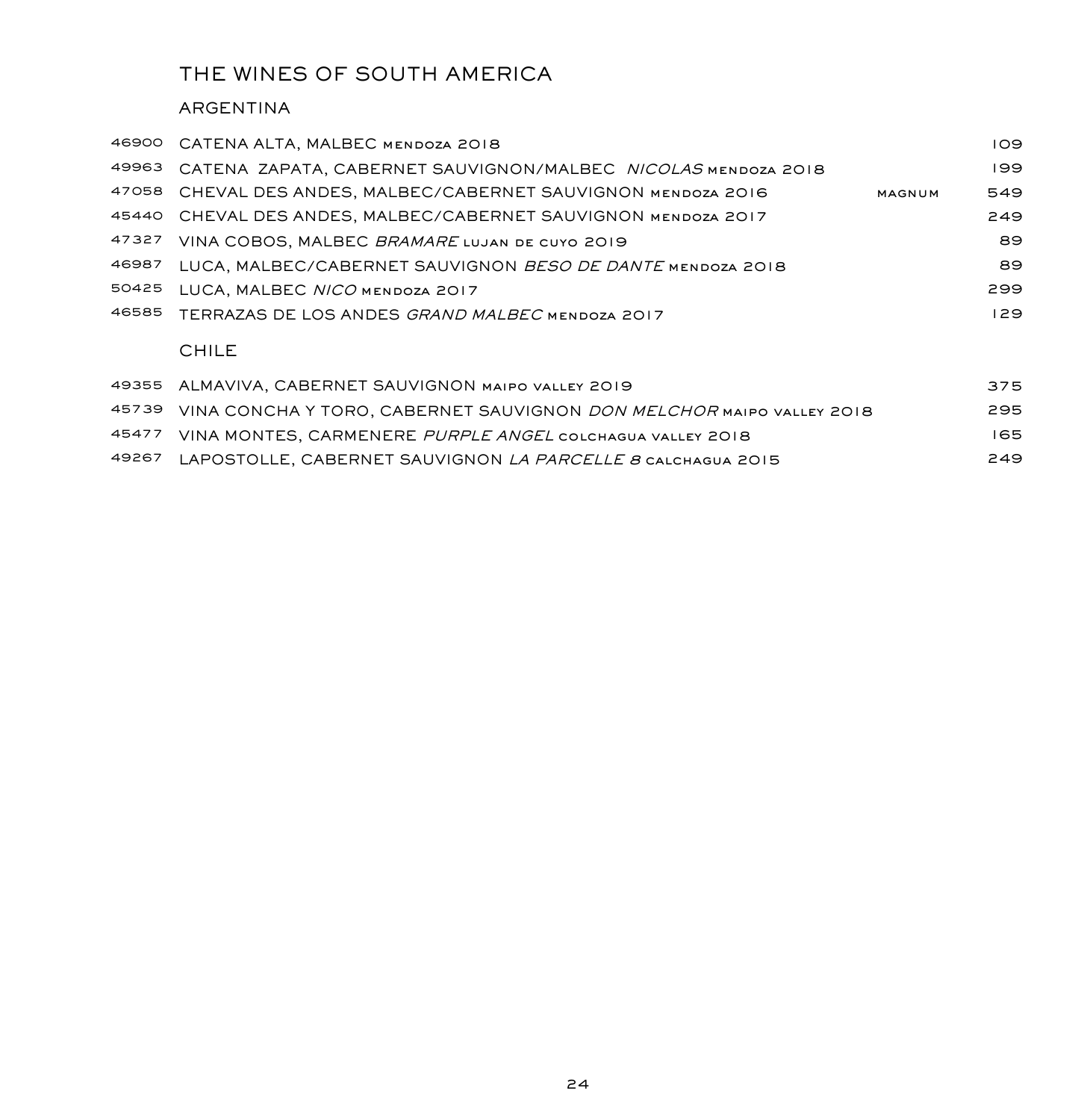# THE WINES OF SOUTH AMERICA

## ARGENTINA

| | | | |
|---|---|---|---|
| 46900 | CATENA ALTA, MALBEC MENDOZA 2018 | | 109 |
| 49963 | CATENA ZAPATA, CABERNET SAUVIGNON/MALBEC *NICOLAS* MENDOZA 2018 | | 199 |
| 47058 | CHEVAL DES ANDES, MALBEC/CABERNET SAUVIGNON MENDOZA 2016 | MAGNUM | 549 |
| 45440 | CHEVAL DES ANDES, MALBEC/CABERNET SAUVIGNON MENDOZA 2017 | | 249 |
| 47327 | VINA COBOS, MALBEC *BRAMARE* LUJAN DE CUYO 2019 | | 89 |
| 46987 | LUCA, MALBEC/CABERNET SAUVIGNON *BESO DE DANTE* MENDOZA 2018 | | 89 |
| 50425 | LUCA, MALBEC *NICO* MENDOZA 2017 | | 299 |
| 46585 | TERRAZAS DE LOS ANDES *GRAND MALBEC* MENDOZA 2017 | | 129 |

## CHILE

| | | |
|---|---|---|
| 49355 | ALMAVIVA, CABERNET SAUVIGNON MAIPO VALLEY 2019 | 375 |
| 45739 | VINA CONCHA Y TORO, CABERNET SAUVIGNON *DON MELCHOR* MAIPO VALLEY 2018 | 295 |
| 45477 | VINA MONTES, CARMENERE *PURPLE ANGEL* COLCHAGUA VALLEY 2018 | 165 |
| 49267 | LAPOSTOLLE, CABERNET SAUVIGNON *LA PARCELLE 8* CALCHAGUA 2015 | 249 |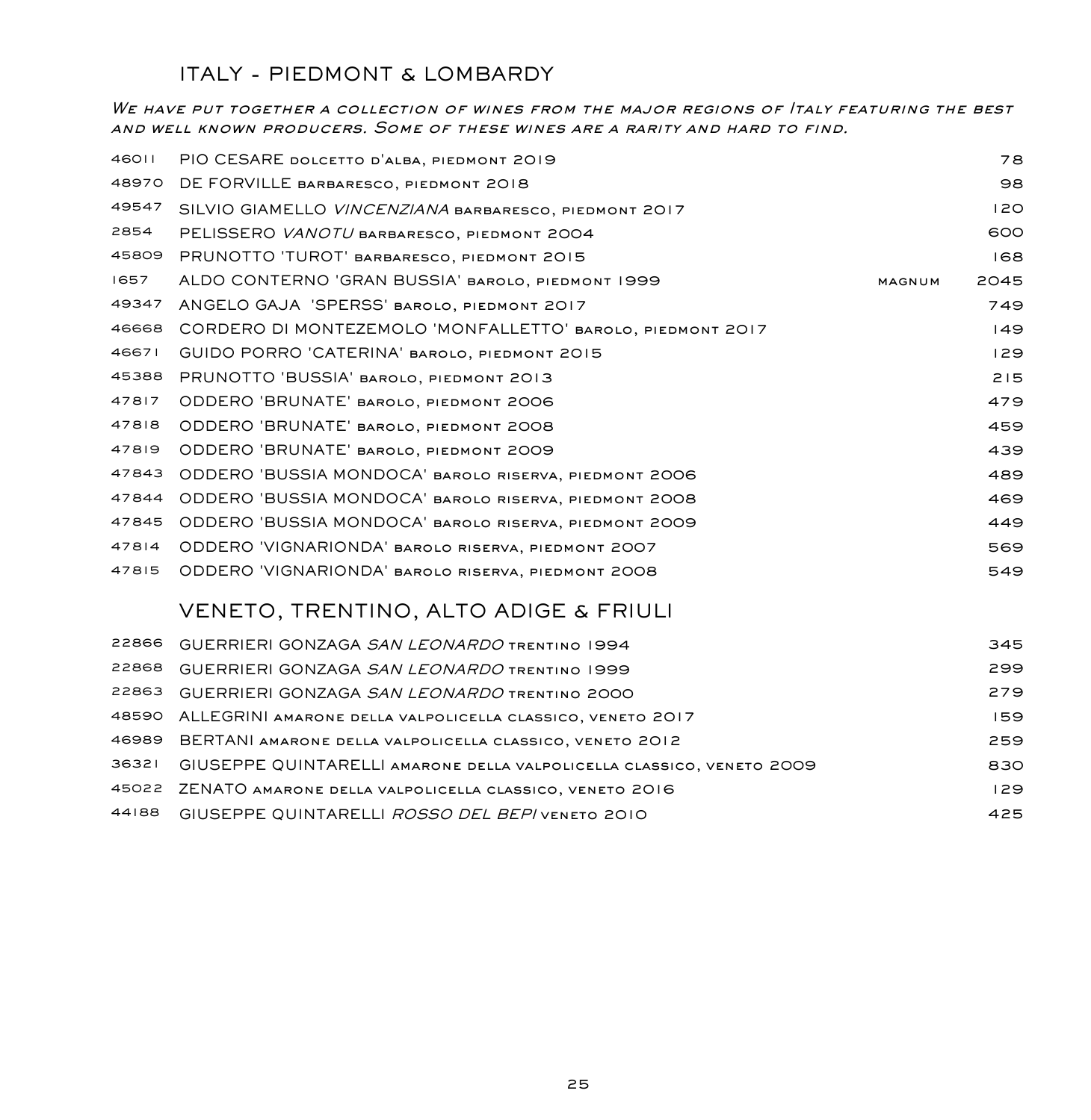## ITALY - PIEDMONT & LOMBARDY

*We have put together a collection of wines from the major regions of Italy featuring the best and well known producers. Some of these wines are a rarity and hard to find.*

| | | | |
|---|---|---|---|
| 46011 | PIO CESARE dolcetto d'alba, piedmont 2019 | | 78 |
| 48970 | DE FORVILLE barbaresco, piedmont 2018 | | 98 |
| 49547 | SILVIO GIAMELLO *VINCENZIANA* barbaresco, piedmont 2017 | | 120 |
| 2854 | PELISSERO *VANOTU* barbaresco, piedmont 2004 | | 600 |
| 45809 | PRUNOTTO 'TUROT' barbaresco, piedmont 2015 | | 168 |
| 1657 | ALDO CONTERNO 'GRAN BUSSIA' barolo, piedmont 1999 | magnum | 2045 |
| 49347 | ANGELO GAJA 'SPERSS' barolo, piedmont 2017 | | 749 |
| 46668 | CORDERO DI MONTEZEMOLO 'MONFALLETTO' barolo, piedmont 2017 | | 149 |
| 46671 | GUIDO PORRO 'CATERINA' barolo, piedmont 2015 | | 129 |
| 45388 | PRUNOTTO 'BUSSIA' barolo, piedmont 2013 | | 215 |
| 47817 | ODDERO 'BRUNATE' barolo, piedmont 2006 | | 479 |
| 47818 | ODDERO 'BRUNATE' barolo, piedmont 2008 | | 459 |
| 47819 | ODDERO 'BRUNATE' barolo, piedmont 2009 | | 439 |
| 47843 | ODDERO 'BUSSIA MONDOCA' barolo riserva, piedmont 2006 | | 489 |
| 47844 | ODDERO 'BUSSIA MONDOCA' barolo riserva, piedmont 2008 | | 469 |
| 47845 | ODDERO 'BUSSIA MONDOCA' barolo riserva, piedmont 2009 | | 449 |
| 47814 | ODDERO 'VIGNARIONDA' barolo riserva, piedmont 2007 | | 569 |
| 47815 | ODDERO 'VIGNARIONDA' barolo riserva, piedmont 2008 | | 549 |

## VENETO, TRENTINO, ALTO ADIGE & FRIULI

| | | |
|---|---|---|
| 22866 | GUERRIERI GONZAGA *SAN LEONARDO* trentino 1994 | 345 |
| 22868 | GUERRIERI GONZAGA *SAN LEONARDO* trentino 1999 | 299 |
| 22863 | GUERRIERI GONZAGA *SAN LEONARDO* trentino 2000 | 279 |
| 48590 | ALLEGRINI amarone della valpolicella classico, veneto 2017 | 159 |
| 46989 | BERTANI amarone della valpolicella classico, veneto 2012 | 259 |
| 36321 | GIUSEPPE QUINTARELLI amarone della valpolicella classico, veneto 2009 | 830 |
| 45022 | ZENATO amarone della valpolicella classico, veneto 2016 | 129 |
| 44188 | GIUSEPPE QUINTARELLI *ROSSO DEL BEPI* veneto 2010 | 425 |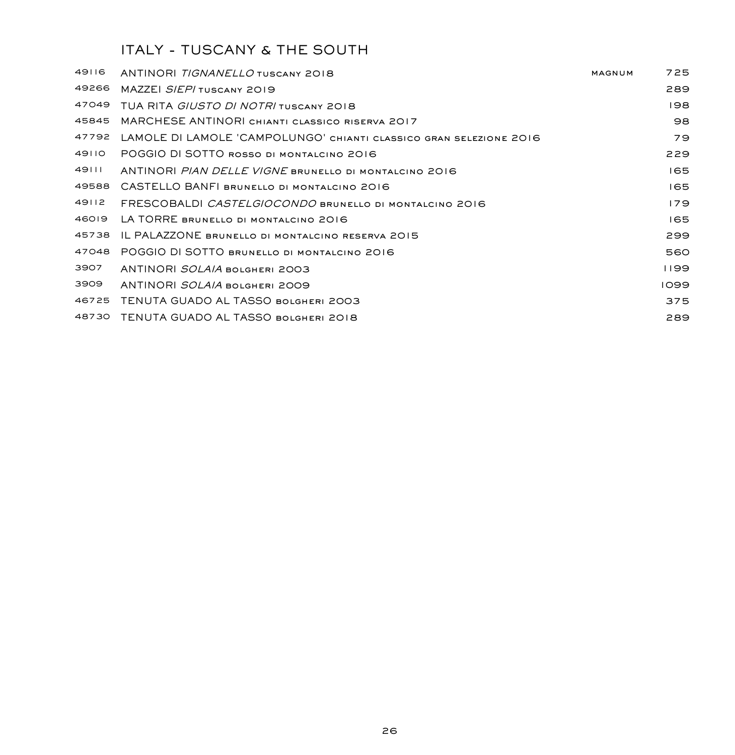## ITALY - TUSCANY & THE SOUTH

| | | | |
|---|---|---|---|
| 49116 | ANTINORI *TIGNANELLO* TUSCANY 2018 | MAGNUM | 725 |
| 49266 | MAZZEI *SIEPI* TUSCANY 2019 | | 289 |
| 47049 | TUA RITA *GIUSTO DI NOTRI* TUSCANY 2018 | | 198 |
| 45845 | MARCHESE ANTINORI CHIANTI CLASSICO RISERVA 2017 | | 98 |
| 47792 | LAMOLE DI LAMOLE 'CAMPOLUNGO' CHIANTI CLASSICO GRAN SELEZIONE 2016 | | 79 |
| 49110 | POGGIO DI SOTTO ROSSO DI MONTALCINO 2016 | | 229 |
| 49111 | ANTINORI *PIAN DELLE VIGNE* BRUNELLO DI MONTALCINO 2016 | | 165 |
| 49588 | CASTELLO BANFI BRUNELLO DI MONTALCINO 2016 | | 165 |
| 49112 | FRESCOBALDI *CASTELGIOCONDO* BRUNELLO DI MONTALCINO 2016 | | 179 |
| 46019 | LA TORRE BRUNELLO DI MONTALCINO 2016 | | 165 |
| 45738 | IL PALAZZONE BRUNELLO DI MONTALCINO RESERVA 2015 | | 299 |
| 47048 | POGGIO DI SOTTO BRUNELLO DI MONTALCINO 2016 | | 560 |
| 3907 | ANTINORI *SOLAIA* BOLGHERI 2003 | | 1199 |
| 3909 | ANTINORI *SOLAIA* BOLGHERI 2009 | | 1099 |
| 46725 | TENUTA GUADO AL TASSO BOLGHERI 2003 | | 375 |
| 48730 | TENUTA GUADO AL TASSO BOLGHERI 2018 | | 289 |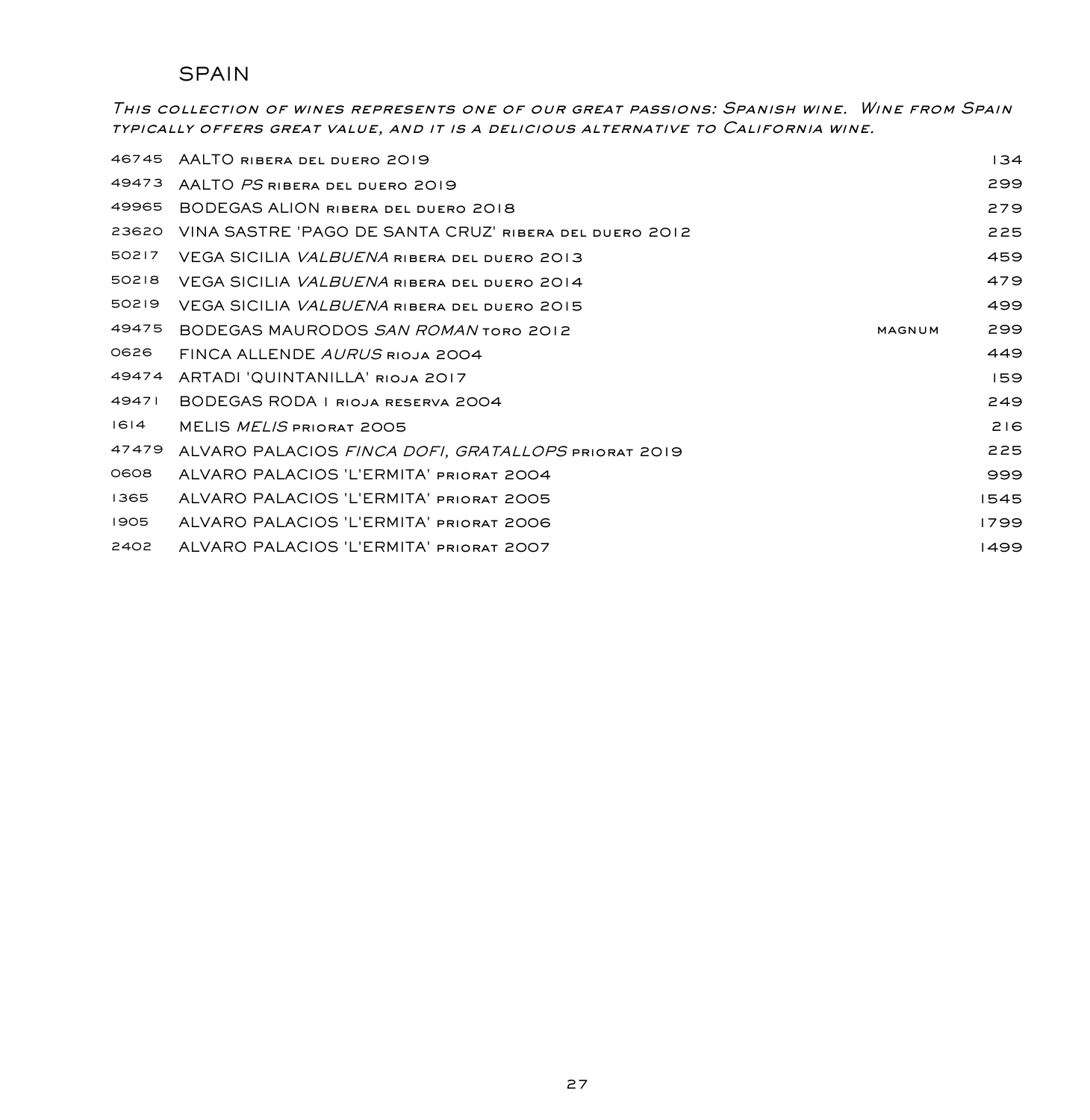## SPAIN

*This collection of wines represents one of our great passions: Spanish wine. Wine from Spain typically offers great value, and it is a delicious alternative to California wine.*

| | | | |
|---|---|---|---|
| 46745 | AALTO ribera del duero 2019 | | 134 |
| 49473 | AALTO *PS* ribera del duero 2019 | | 299 |
| 49965 | BODEGAS ALION ribera del duero 2018 | | 279 |
| 23620 | VINA SASTRE 'PAGO DE SANTA CRUZ' ribera del duero 2012 | | 225 |
| 50217 | VEGA SICILIA *VALBUENA* ribera del duero 2013 | | 459 |
| 50218 | VEGA SICILIA *VALBUENA* ribera del duero 2014 | | 479 |
| 50219 | VEGA SICILIA *VALBUENA* ribera del duero 2015 | | 499 |
| 49475 | BODEGAS MAURODOS *SAN ROMAN* toro 2012 | magnum | 299 |
| 0626 | FINCA ALLENDE *AURUS* rioja 2004 | | 449 |
| 49474 | ARTADI 'QUINTANILLA' rioja 2017 | | 159 |
| 49471 | BODEGAS RODA I rioja reserva 2004 | | 249 |
| 1614 | MELIS *MELIS* priorat 2005 | | 216 |
| 47479 | ALVARO PALACIOS *FINCA DOFI, GRATALLOPS* priorat 2019 | | 225 |
| 0608 | ALVARO PALACIOS 'L'ERMITA' priorat 2004 | | 999 |
| 1365 | ALVARO PALACIOS 'L'ERMITA' priorat 2005 | | 1545 |
| 1905 | ALVARO PALACIOS 'L'ERMITA' priorat 2006 | | 1799 |
| 2402 | ALVARO PALACIOS 'L'ERMITA' priorat 2007 | | 1499 |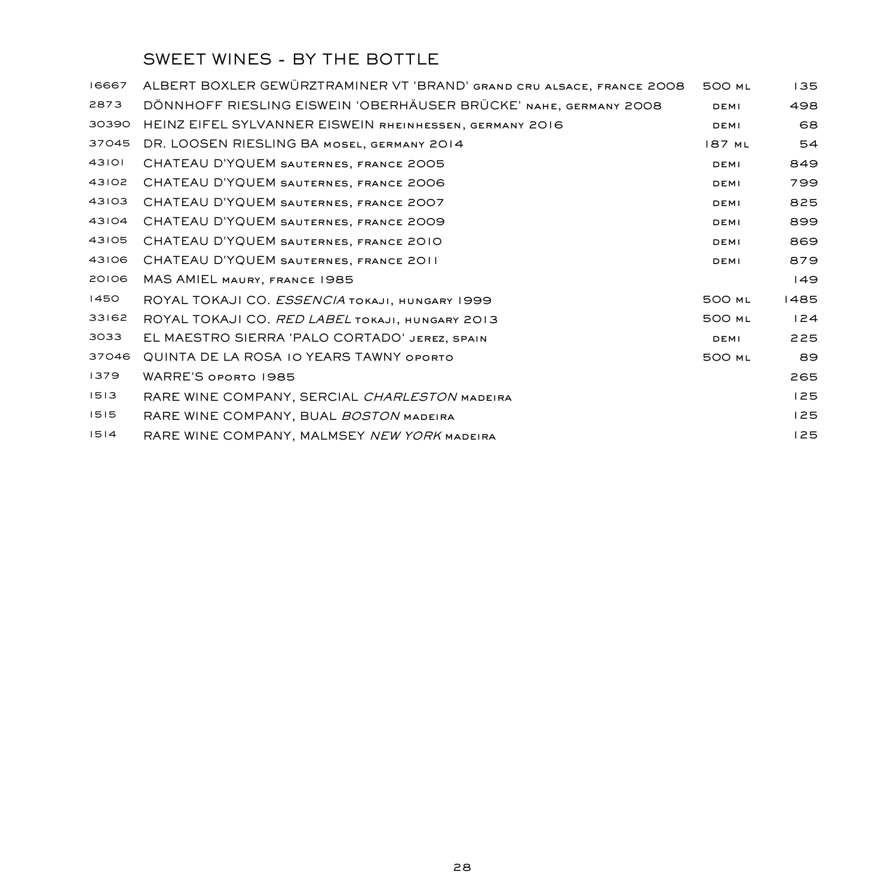## SWEET WINES - BY THE BOTTLE

| | | | |
|---|---|---|---|
| 16667 | ALBERT BOXLER GEWÜRZTRAMINER VT 'BRAND' GRAND CRU ALSACE, FRANCE 2008 | 500 ML | 135 |
| 2873 | DÖNNHOFF RIESLING EISWEIN 'OBERHÄUSER BRÜCKE' NAHE, GERMANY 2008 | DEMI | 498 |
| 30390 | HEINZ EIFEL SYLVANNER EISWEIN RHEINHESSEN, GERMANY 2016 | DEMI | 68 |
| 37045 | DR. LOOSEN RIESLING BA MOSEL, GERMANY 2014 | 187 ML | 54 |
| 43101 | CHATEAU D'YQUEM SAUTERNES, FRANCE 2005 | DEMI | 849 |
| 43102 | CHATEAU D'YQUEM SAUTERNES, FRANCE 2006 | DEMI | 799 |
| 43103 | CHATEAU D'YQUEM SAUTERNES, FRANCE 2007 | DEMI | 825 |
| 43104 | CHATEAU D'YQUEM SAUTERNES, FRANCE 2009 | DEMI | 899 |
| 43105 | CHATEAU D'YQUEM SAUTERNES, FRANCE 2010 | DEMI | 869 |
| 43106 | CHATEAU D'YQUEM SAUTERNES, FRANCE 2011 | DEMI | 879 |
| 20106 | MAS AMIEL MAURY, FRANCE 1985 | | 149 |
| 1450 | ROYAL TOKAJI CO. *ESSENCIA* TOKAJI, HUNGARY 1999 | 500 ML | 1485 |
| 33162 | ROYAL TOKAJI CO. *RED LABEL* TOKAJI, HUNGARY 2013 | 500 ML | 124 |
| 3033 | EL MAESTRO SIERRA 'PALO CORTADO' JEREZ, SPAIN | DEMI | 225 |
| 37046 | QUINTA DE LA ROSA 10 YEARS TAWNY OPORTO | 500 ML | 89 |
| 1379 | WARRE'S OPORTO 1985 | | 265 |
| 1513 | RARE WINE COMPANY, SERCIAL *CHARLESTON* MADEIRA | | 125 |
| 1515 | RARE WINE COMPANY, BUAL *BOSTON* MADEIRA | | 125 |
| 1514 | RARE WINE COMPANY, MALMSEY *NEW YORK* MADEIRA | | 125 |